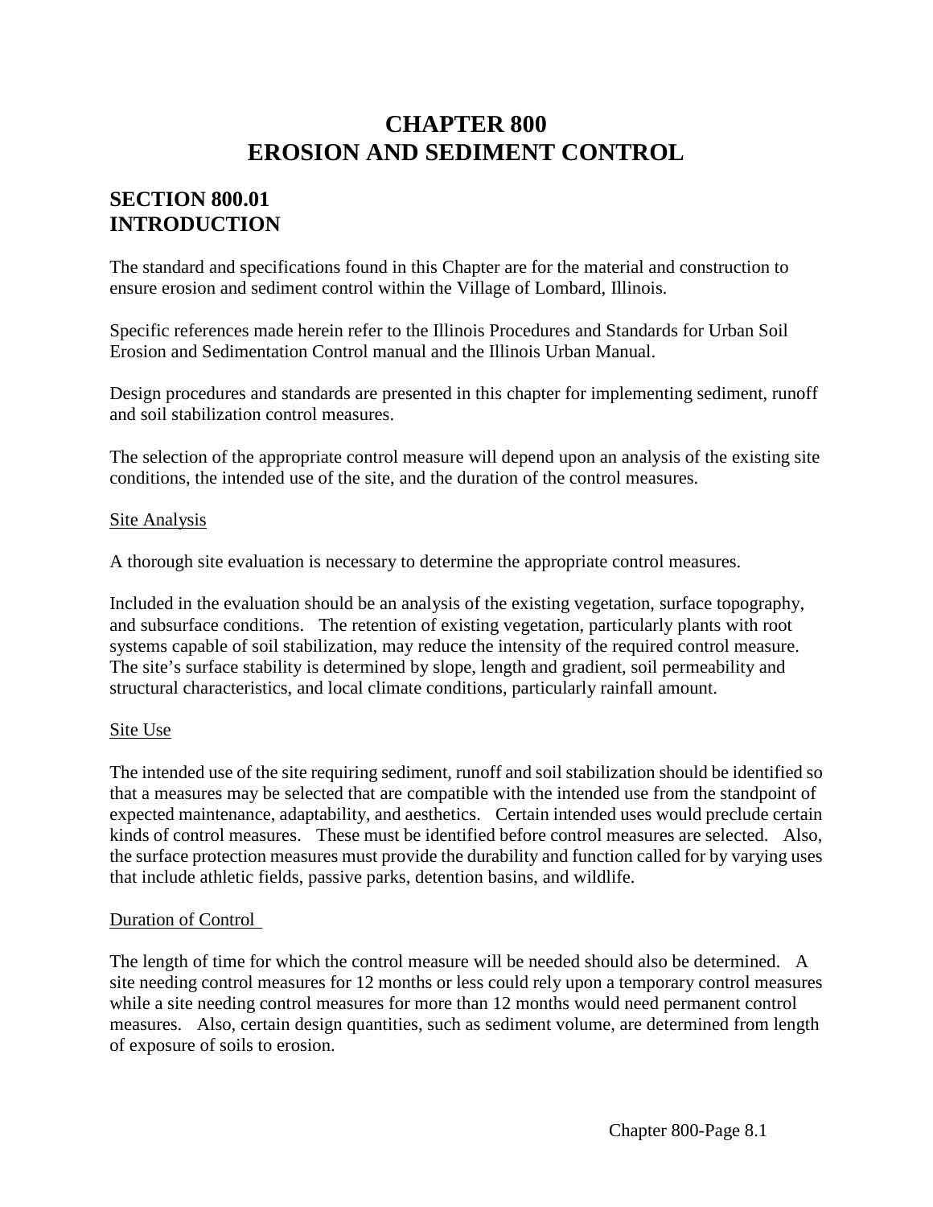# CHAPTER 800
# EROSION AND SEDIMENT CONTROL

## SECTION 800.01
## INTRODUCTION

The standard and specifications found in this Chapter are for the material and construction to ensure erosion and sediment control within the Village of Lombard, Illinois.

Specific references made herein refer to the Illinois Procedures and Standards for Urban Soil Erosion and Sedimentation Control manual and the Illinois Urban Manual.

Design procedures and standards are presented in this chapter for implementing sediment, runoff and soil stabilization control measures.

The selection of the appropriate control measure will depend upon an analysis of the existing site conditions, the intended use of the site, and the duration of the control measures.

<u>Site Analysis</u>

A thorough site evaluation is necessary to determine the appropriate control measures.

Included in the evaluation should be an analysis of the existing vegetation, surface topography, and subsurface conditions. The retention of existing vegetation, particularly plants with root systems capable of soil stabilization, may reduce the intensity of the required control measure. The site's surface stability is determined by slope, length and gradient, soil permeability and structural characteristics, and local climate conditions, particularly rainfall amount.

<u>Site Use</u>

The intended use of the site requiring sediment, runoff and soil stabilization should be identified so that a measures may be selected that are compatible with the intended use from the standpoint of expected maintenance, adaptability, and aesthetics. Certain intended uses would preclude certain kinds of control measures. These must be identified before control measures are selected. Also, the surface protection measures must provide the durability and function called for by varying uses that include athletic fields, passive parks, detention basins, and wildlife.

<u>Duration of Control</u>

The length of time for which the control measure will be needed should also be determined. A site needing control measures for 12 months or less could rely upon a temporary control measures while a site needing control measures for more than 12 months would need permanent control measures. Also, certain design quantities, such as sediment volume, are determined from length of exposure of soils to erosion.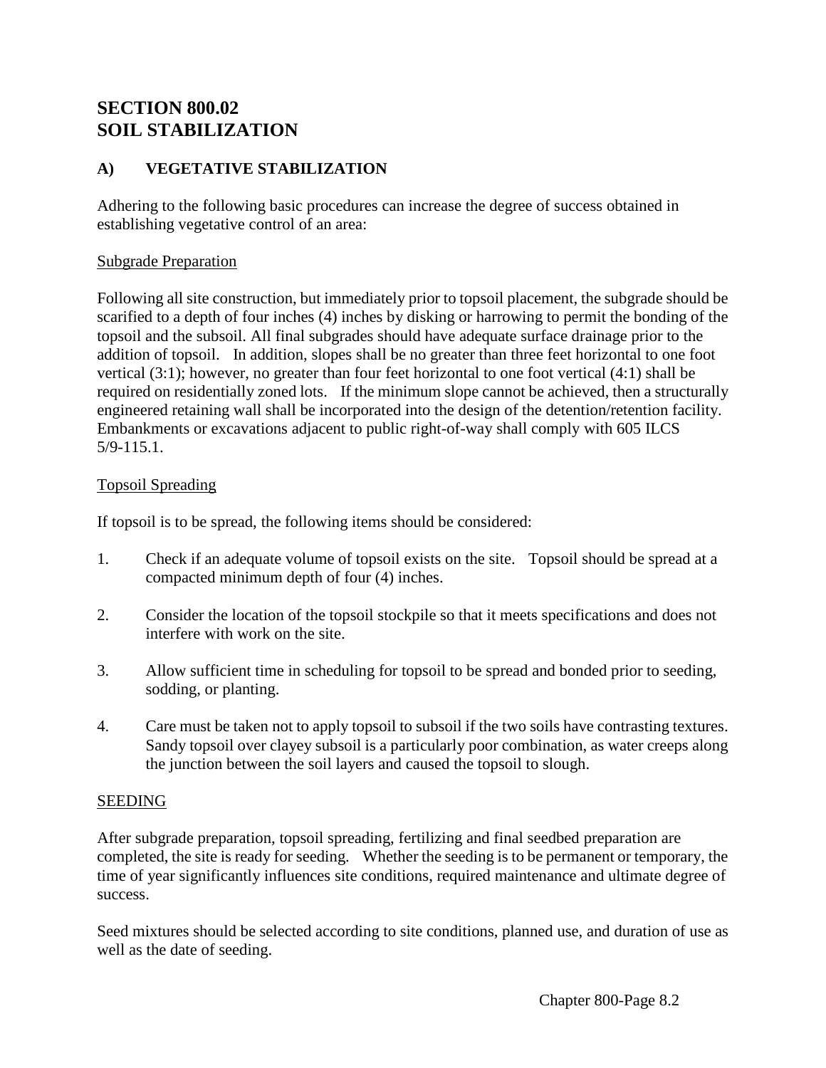# SECTION 800.02
# SOIL STABILIZATION

## A) VEGETATIVE STABILIZATION

Adhering to the following basic procedures can increase the degree of success obtained in establishing vegetative control of an area:

Subgrade Preparation

Following all site construction, but immediately prior to topsoil placement, the subgrade should be scarified to a depth of four inches (4) inches by disking or harrowing to permit the bonding of the topsoil and the subsoil. All final subgrades should have adequate surface drainage prior to the addition of topsoil. In addition, slopes shall be no greater than three feet horizontal to one foot vertical (3:1); however, no greater than four feet horizontal to one foot vertical (4:1) shall be required on residentially zoned lots. If the minimum slope cannot be achieved, then a structurally engineered retaining wall shall be incorporated into the design of the detention/retention facility. Embankments or excavations adjacent to public right-of-way shall comply with 605 ILCS 5/9-115.1.

Topsoil Spreading

If topsoil is to be spread, the following items should be considered:

1. Check if an adequate volume of topsoil exists on the site. Topsoil should be spread at a compacted minimum depth of four (4) inches.
2. Consider the location of the topsoil stockpile so that it meets specifications and does not interfere with work on the site.
3. Allow sufficient time in scheduling for topsoil to be spread and bonded prior to seeding, sodding, or planting.
4. Care must be taken not to apply topsoil to subsoil if the two soils have contrasting textures. Sandy topsoil over clayey subsoil is a particularly poor combination, as water creeps along the junction between the soil layers and caused the topsoil to slough.

SEEDING

After subgrade preparation, topsoil spreading, fertilizing and final seedbed preparation are completed, the site is ready for seeding. Whether the seeding is to be permanent or temporary, the time of year significantly influences site conditions, required maintenance and ultimate degree of success.

Seed mixtures should be selected according to site conditions, planned use, and duration of use as well as the date of seeding.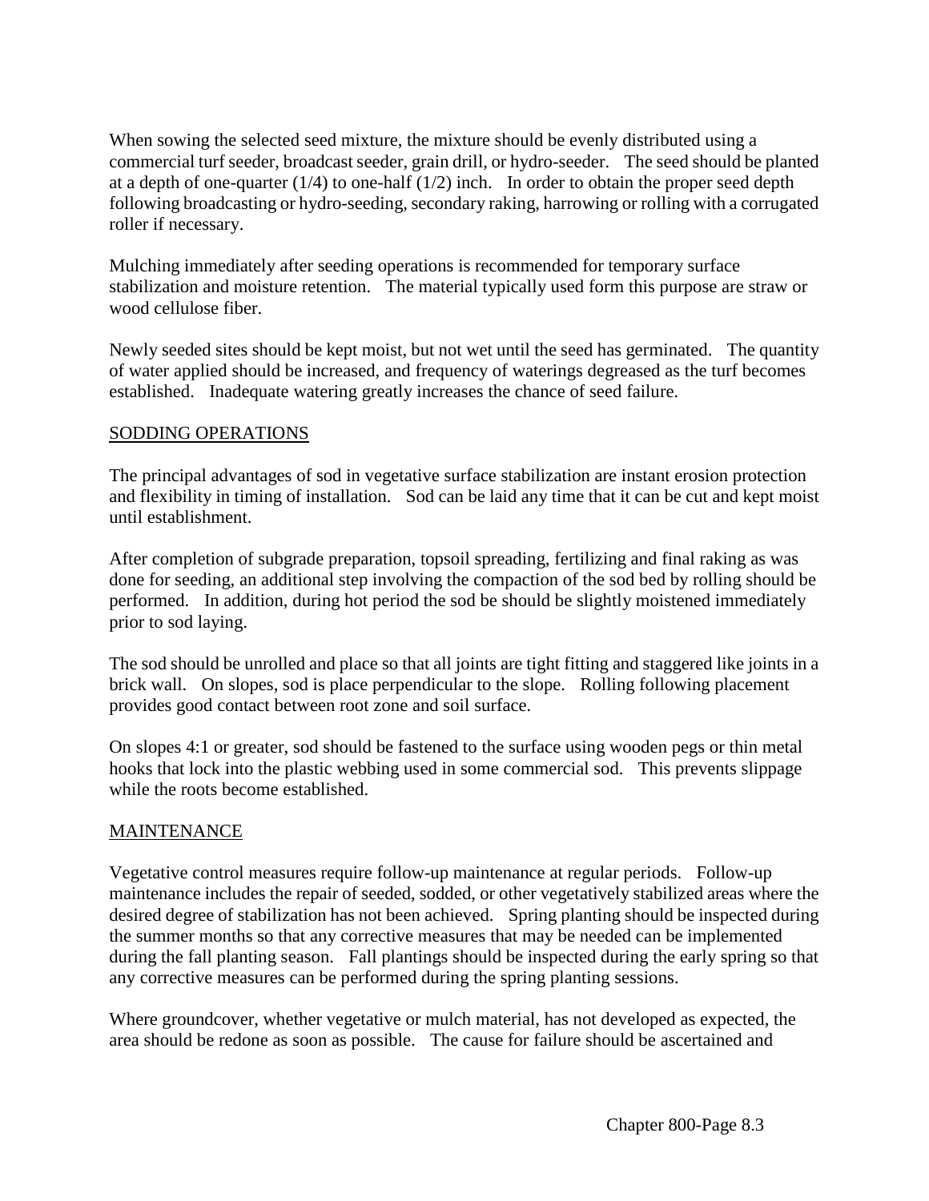When sowing the selected seed mixture, the mixture should be evenly distributed using a commercial turf seeder, broadcast seeder, grain drill, or hydro-seeder. The seed should be planted at a depth of one-quarter (1/4) to one-half (1/2) inch. In order to obtain the proper seed depth following broadcasting or hydro-seeding, secondary raking, harrowing or rolling with a corrugated roller if necessary.

Mulching immediately after seeding operations is recommended for temporary surface stabilization and moisture retention. The material typically used form this purpose are straw or wood cellulose fiber.

Newly seeded sites should be kept moist, but not wet until the seed has germinated. The quantity of water applied should be increased, and frequency of waterings degreased as the turf becomes established. Inadequate watering greatly increases the chance of seed failure.

<u>SODDING OPERATIONS</u>

The principal advantages of sod in vegetative surface stabilization are instant erosion protection and flexibility in timing of installation. Sod can be laid any time that it can be cut and kept moist until establishment.

After completion of subgrade preparation, topsoil spreading, fertilizing and final raking as was done for seeding, an additional step involving the compaction of the sod bed by rolling should be performed. In addition, during hot period the sod be should be slightly moistened immediately prior to sod laying.

The sod should be unrolled and place so that all joints are tight fitting and staggered like joints in a brick wall. On slopes, sod is place perpendicular to the slope. Rolling following placement provides good contact between root zone and soil surface.

On slopes 4:1 or greater, sod should be fastened to the surface using wooden pegs or thin metal hooks that lock into the plastic webbing used in some commercial sod. This prevents slippage while the roots become established.

<u>MAINTENANCE</u>

Vegetative control measures require follow-up maintenance at regular periods. Follow-up maintenance includes the repair of seeded, sodded, or other vegetatively stabilized areas where the desired degree of stabilization has not been achieved. Spring planting should be inspected during the summer months so that any corrective measures that may be needed can be implemented during the fall planting season. Fall plantings should be inspected during the early spring so that any corrective measures can be performed during the spring planting sessions.

Where groundcover, whether vegetative or mulch material, has not developed as expected, the area should be redone as soon as possible. The cause for failure should be ascertained and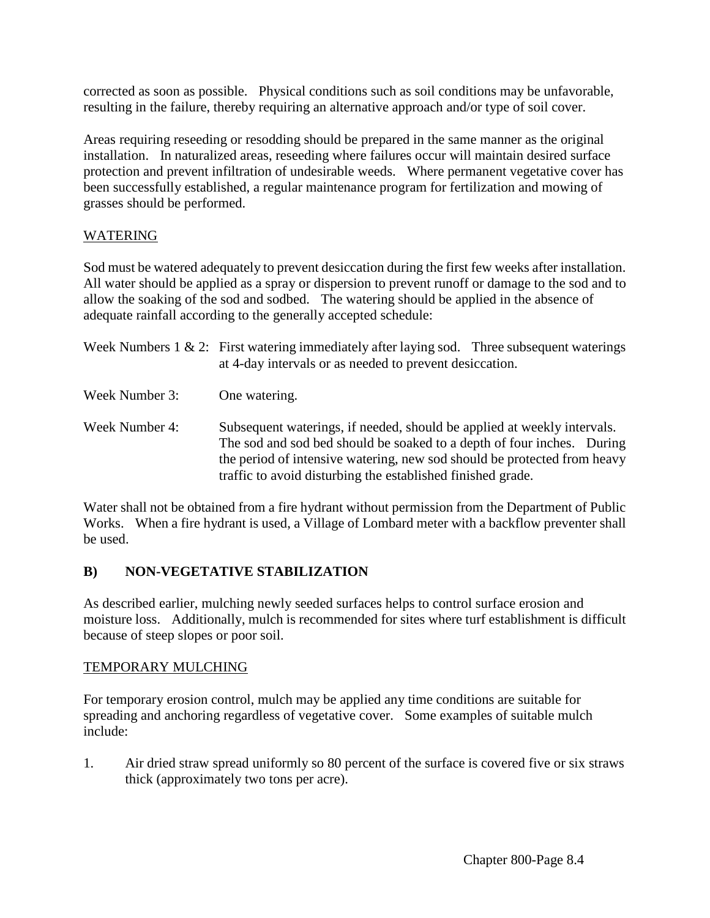corrected as soon as possible. Physical conditions such as soil conditions may be unfavorable, resulting in the failure, thereby requiring an alternative approach and/or type of soil cover.

Areas requiring reseeding or resodding should be prepared in the same manner as the original installation. In naturalized areas, reseeding where failures occur will maintain desired surface protection and prevent infiltration of undesirable weeds. Where permanent vegetative cover has been successfully established, a regular maintenance program for fertilization and mowing of grasses should be performed.

WATERING

Sod must be watered adequately to prevent desiccation during the first few weeks after installation. All water should be applied as a spray or dispersion to prevent runoff or damage to the sod and to allow the soaking of the sod and sodbed. The watering should be applied in the absence of adequate rainfall according to the generally accepted schedule:

Week Numbers 1 & 2: First watering immediately after laying sod. Three subsequent waterings at 4-day intervals or as needed to prevent desiccation.

Week Number 3: One watering.

Week Number 4: Subsequent waterings, if needed, should be applied at weekly intervals. The sod and sod bed should be soaked to a depth of four inches. During the period of intensive watering, new sod should be protected from heavy traffic to avoid disturbing the established finished grade.

Water shall not be obtained from a fire hydrant without permission from the Department of Public Works. When a fire hydrant is used, a Village of Lombard meter with a backflow preventer shall be used.

## B) NON-VEGETATIVE STABILIZATION

As described earlier, mulching newly seeded surfaces helps to control surface erosion and moisture loss. Additionally, mulch is recommended for sites where turf establishment is difficult because of steep slopes or poor soil.

TEMPORARY MULCHING

For temporary erosion control, mulch may be applied any time conditions are suitable for spreading and anchoring regardless of vegetative cover. Some examples of suitable mulch include:

1. Air dried straw spread uniformly so 80 percent of the surface is covered five or six straws thick (approximately two tons per acre).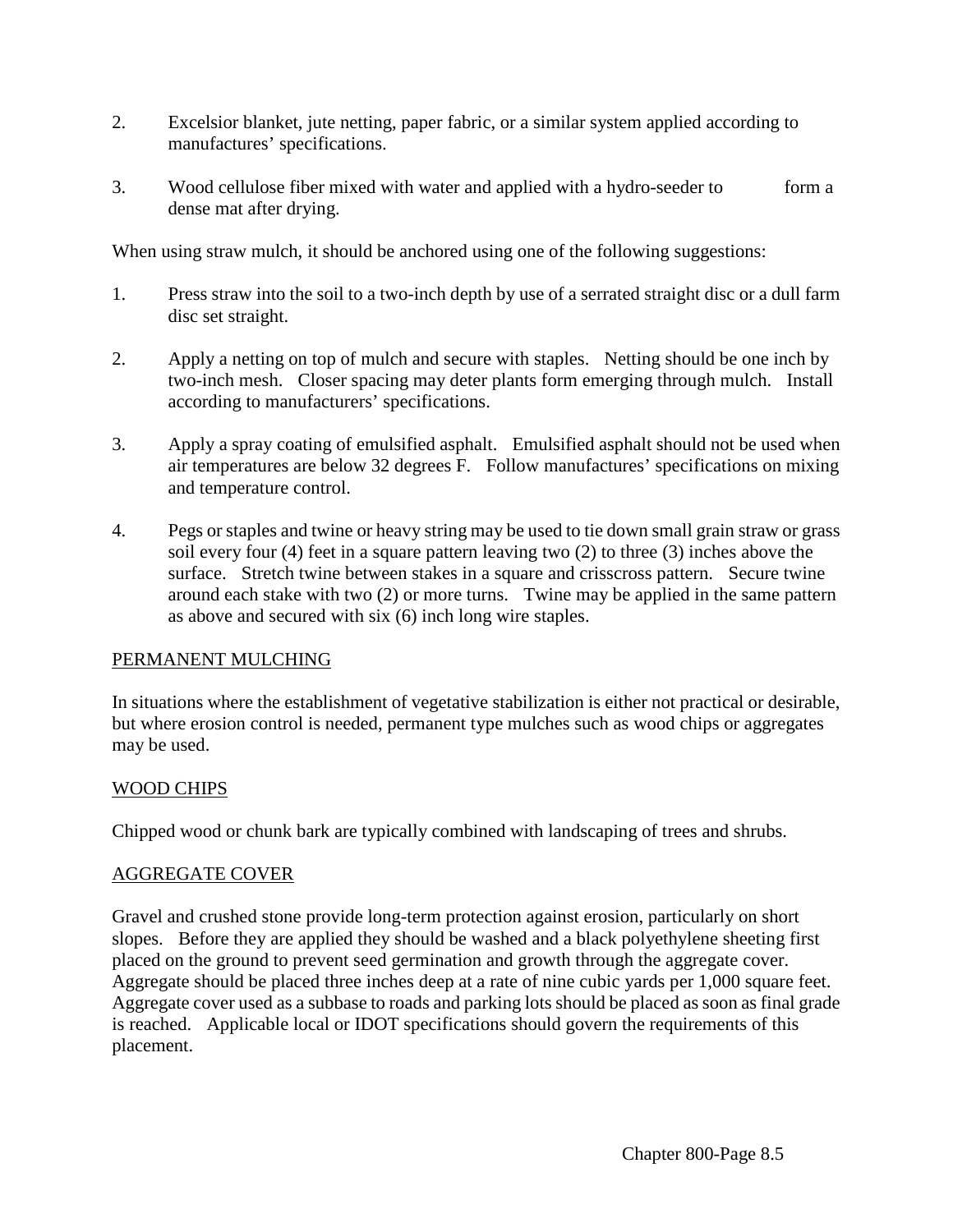2. Excelsior blanket, jute netting, paper fabric, or a similar system applied according to manufactures' specifications.

3. Wood cellulose fiber mixed with water and applied with a hydro-seeder to form a dense mat after drying.

When using straw mulch, it should be anchored using one of the following suggestions:

1. Press straw into the soil to a two-inch depth by use of a serrated straight disc or a dull farm disc set straight.

2. Apply a netting on top of mulch and secure with staples. Netting should be one inch by two-inch mesh. Closer spacing may deter plants form emerging through mulch. Install according to manufacturers' specifications.

3. Apply a spray coating of emulsified asphalt. Emulsified asphalt should not be used when air temperatures are below 32 degrees F. Follow manufactures' specifications on mixing and temperature control.

4. Pegs or staples and twine or heavy string may be used to tie down small grain straw or grass soil every four (4) feet in a square pattern leaving two (2) to three (3) inches above the surface. Stretch twine between stakes in a square and crisscross pattern. Secure twine around each stake with two (2) or more turns. Twine may be applied in the same pattern as above and secured with six (6) inch long wire staples.

<u>PERMANENT MULCHING</u>

In situations where the establishment of vegetative stabilization is either not practical or desirable, but where erosion control is needed, permanent type mulches such as wood chips or aggregates may be used.

<u>WOOD CHIPS</u>

Chipped wood or chunk bark are typically combined with landscaping of trees and shrubs.

<u>AGGREGATE COVER</u>

Gravel and crushed stone provide long-term protection against erosion, particularly on short slopes. Before they are applied they should be washed and a black polyethylene sheeting first placed on the ground to prevent seed germination and growth through the aggregate cover. Aggregate should be placed three inches deep at a rate of nine cubic yards per 1,000 square feet. Aggregate cover used as a subbase to roads and parking lots should be placed as soon as final grade is reached. Applicable local or IDOT specifications should govern the requirements of this placement.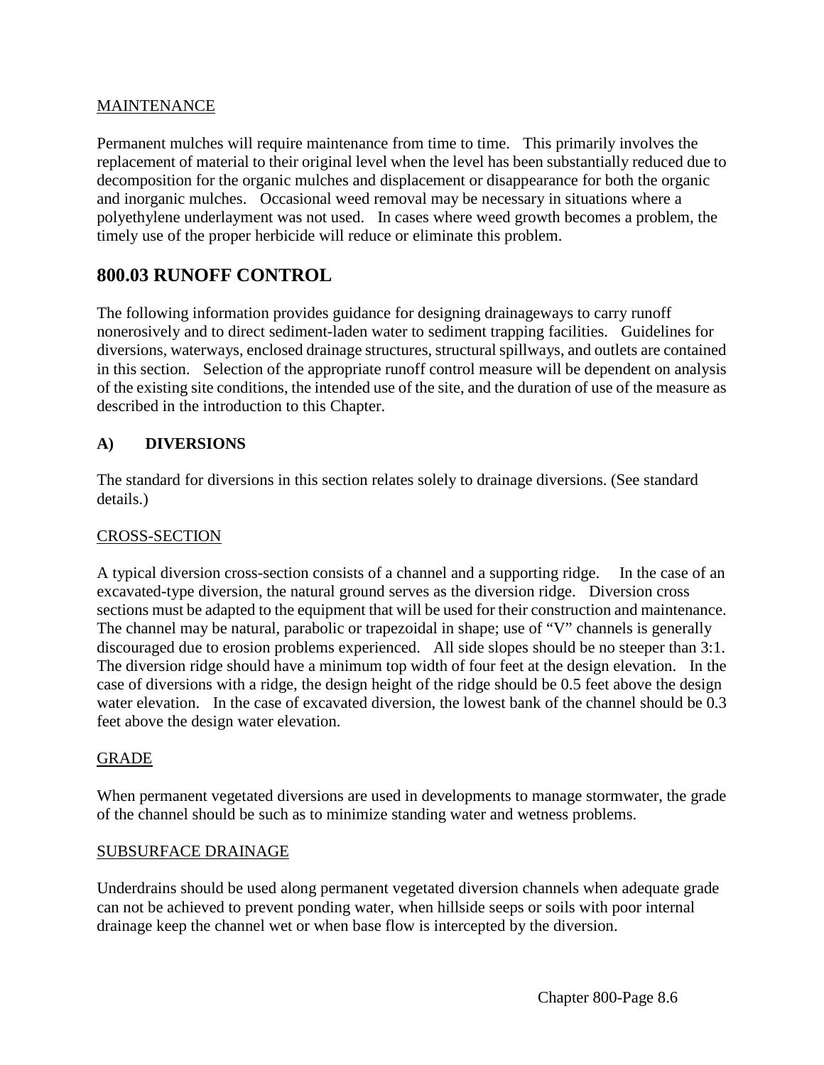MAINTENANCE

Permanent mulches will require maintenance from time to time. This primarily involves the replacement of material to their original level when the level has been substantially reduced due to decomposition for the organic mulches and displacement or disappearance for both the organic and inorganic mulches. Occasional weed removal may be necessary in situations where a polyethylene underlayment was not used. In cases where weed growth becomes a problem, the timely use of the proper herbicide will reduce or eliminate this problem.

## 800.03 RUNOFF CONTROL

The following information provides guidance for designing drainageways to carry runoff nonerosively and to direct sediment-laden water to sediment trapping facilities. Guidelines for diversions, waterways, enclosed drainage structures, structural spillways, and outlets are contained in this section. Selection of the appropriate runoff control measure will be dependent on analysis of the existing site conditions, the intended use of the site, and the duration of use of the measure as described in the introduction to this Chapter.

### A) DIVERSIONS

The standard for diversions in this section relates solely to drainage diversions. (See standard details.)

CROSS-SECTION

A typical diversion cross-section consists of a channel and a supporting ridge. In the case of an excavated-type diversion, the natural ground serves as the diversion ridge. Diversion cross sections must be adapted to the equipment that will be used for their construction and maintenance. The channel may be natural, parabolic or trapezoidal in shape; use of "V" channels is generally discouraged due to erosion problems experienced. All side slopes should be no steeper than 3:1. The diversion ridge should have a minimum top width of four feet at the design elevation. In the case of diversions with a ridge, the design height of the ridge should be 0.5 feet above the design water elevation. In the case of excavated diversion, the lowest bank of the channel should be 0.3 feet above the design water elevation.

GRADE

When permanent vegetated diversions are used in developments to manage stormwater, the grade of the channel should be such as to minimize standing water and wetness problems.

SUBSURFACE DRAINAGE

Underdrains should be used along permanent vegetated diversion channels when adequate grade can not be achieved to prevent ponding water, when hillside seeps or soils with poor internal drainage keep the channel wet or when base flow is intercepted by the diversion.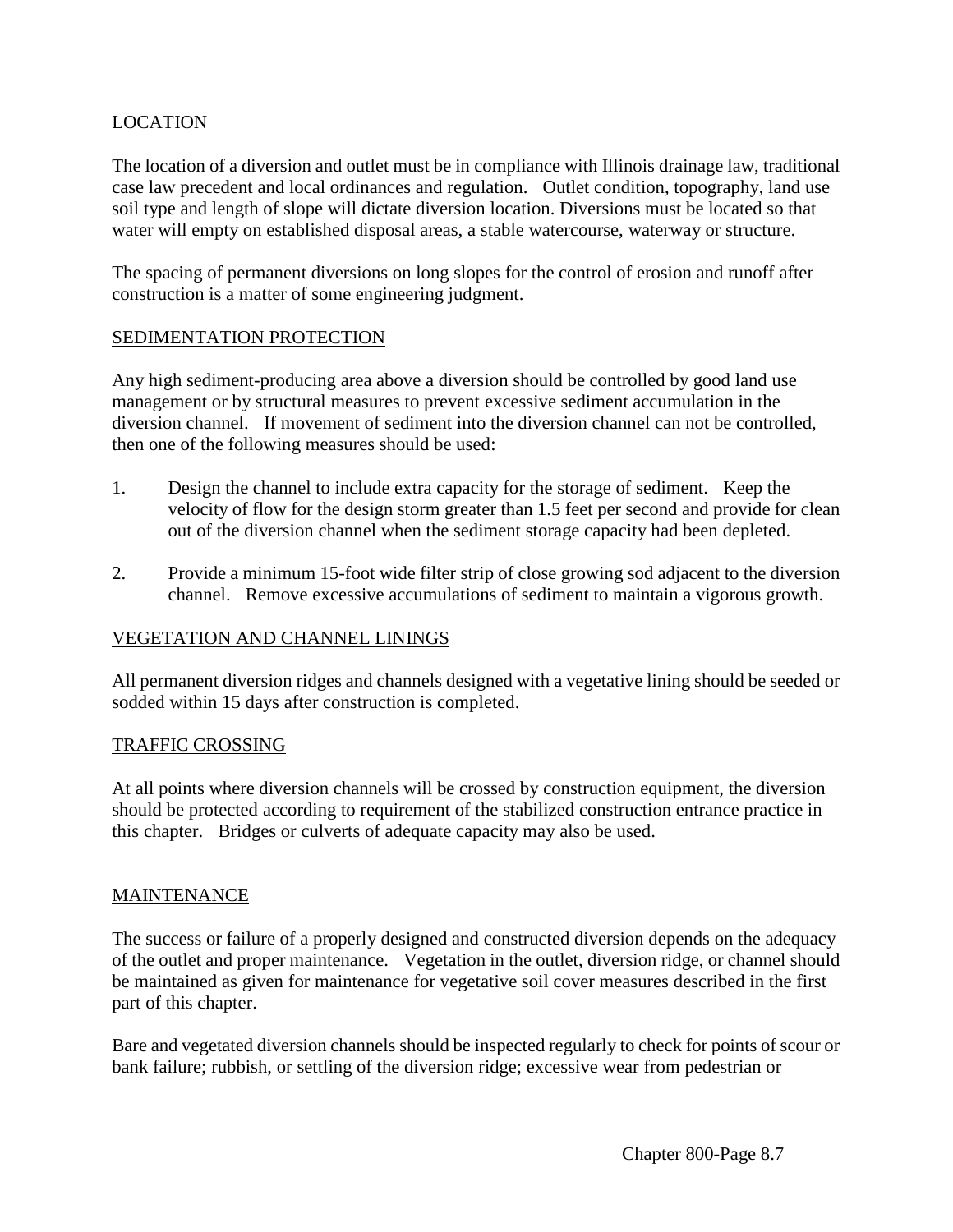## LOCATION

The location of a diversion and outlet must be in compliance with Illinois drainage law, traditional case law precedent and local ordinances and regulation. Outlet condition, topography, land use soil type and length of slope will dictate diversion location. Diversions must be located so that water will empty on established disposal areas, a stable watercourse, waterway or structure.

The spacing of permanent diversions on long slopes for the control of erosion and runoff after construction is a matter of some engineering judgment.

## SEDIMENTATION PROTECTION

Any high sediment-producing area above a diversion should be controlled by good land use management or by structural measures to prevent excessive sediment accumulation in the diversion channel. If movement of sediment into the diversion channel can not be controlled, then one of the following measures should be used:

1. Design the channel to include extra capacity for the storage of sediment. Keep the velocity of flow for the design storm greater than 1.5 feet per second and provide for clean out of the diversion channel when the sediment storage capacity had been depleted.

2. Provide a minimum 15-foot wide filter strip of close growing sod adjacent to the diversion channel. Remove excessive accumulations of sediment to maintain a vigorous growth.

## VEGETATION AND CHANNEL LININGS

All permanent diversion ridges and channels designed with a vegetative lining should be seeded or sodded within 15 days after construction is completed.

## TRAFFIC CROSSING

At all points where diversion channels will be crossed by construction equipment, the diversion should be protected according to requirement of the stabilized construction entrance practice in this chapter. Bridges or culverts of adequate capacity may also be used.

## MAINTENANCE

The success or failure of a properly designed and constructed diversion depends on the adequacy of the outlet and proper maintenance. Vegetation in the outlet, diversion ridge, or channel should be maintained as given for maintenance for vegetative soil cover measures described in the first part of this chapter.

Bare and vegetated diversion channels should be inspected regularly to check for points of scour or bank failure; rubbish, or settling of the diversion ridge; excessive wear from pedestrian or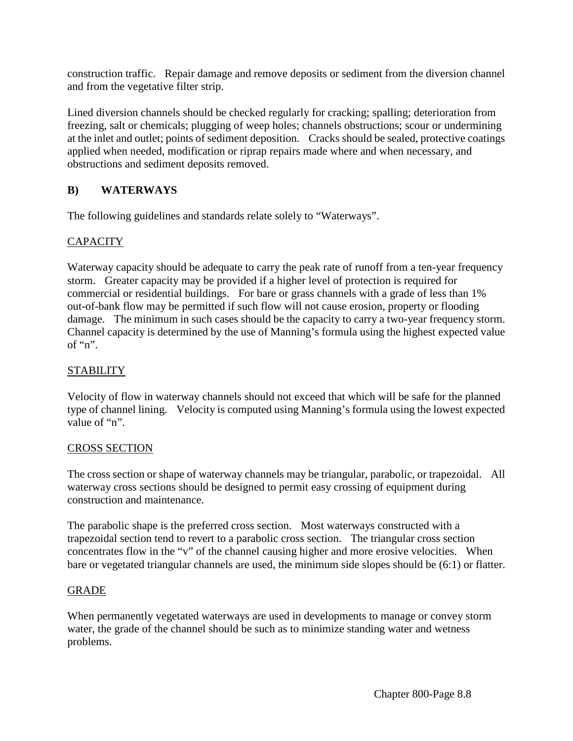construction traffic. Repair damage and remove deposits or sediment from the diversion channel and from the vegetative filter strip.

Lined diversion channels should be checked regularly for cracking; spalling; deterioration from freezing, salt or chemicals; plugging of weep holes; channels obstructions; scour or undermining at the inlet and outlet; points of sediment deposition. Cracks should be sealed, protective coatings applied when needed, modification or riprap repairs made where and when necessary, and obstructions and sediment deposits removed.

## B) WATERWAYS

The following guidelines and standards relate solely to "Waterways".

### CAPACITY

Waterway capacity should be adequate to carry the peak rate of runoff from a ten-year frequency storm. Greater capacity may be provided if a higher level of protection is required for commercial or residential buildings. For bare or grass channels with a grade of less than 1% out-of-bank flow may be permitted if such flow will not cause erosion, property or flooding damage. The minimum in such cases should be the capacity to carry a two-year frequency storm. Channel capacity is determined by the use of Manning's formula using the highest expected value of "n".

### STABILITY

Velocity of flow in waterway channels should not exceed that which will be safe for the planned type of channel lining. Velocity is computed using Manning's formula using the lowest expected value of "n".

### CROSS SECTION

The cross section or shape of waterway channels may be triangular, parabolic, or trapezoidal. All waterway cross sections should be designed to permit easy crossing of equipment during construction and maintenance.

The parabolic shape is the preferred cross section. Most waterways constructed with a trapezoidal section tend to revert to a parabolic cross section. The triangular cross section concentrates flow in the "v" of the channel causing higher and more erosive velocities. When bare or vegetated triangular channels are used, the minimum side slopes should be (6:1) or flatter.

### GRADE

When permanently vegetated waterways are used in developments to manage or convey storm water, the grade of the channel should be such as to minimize standing water and wetness problems.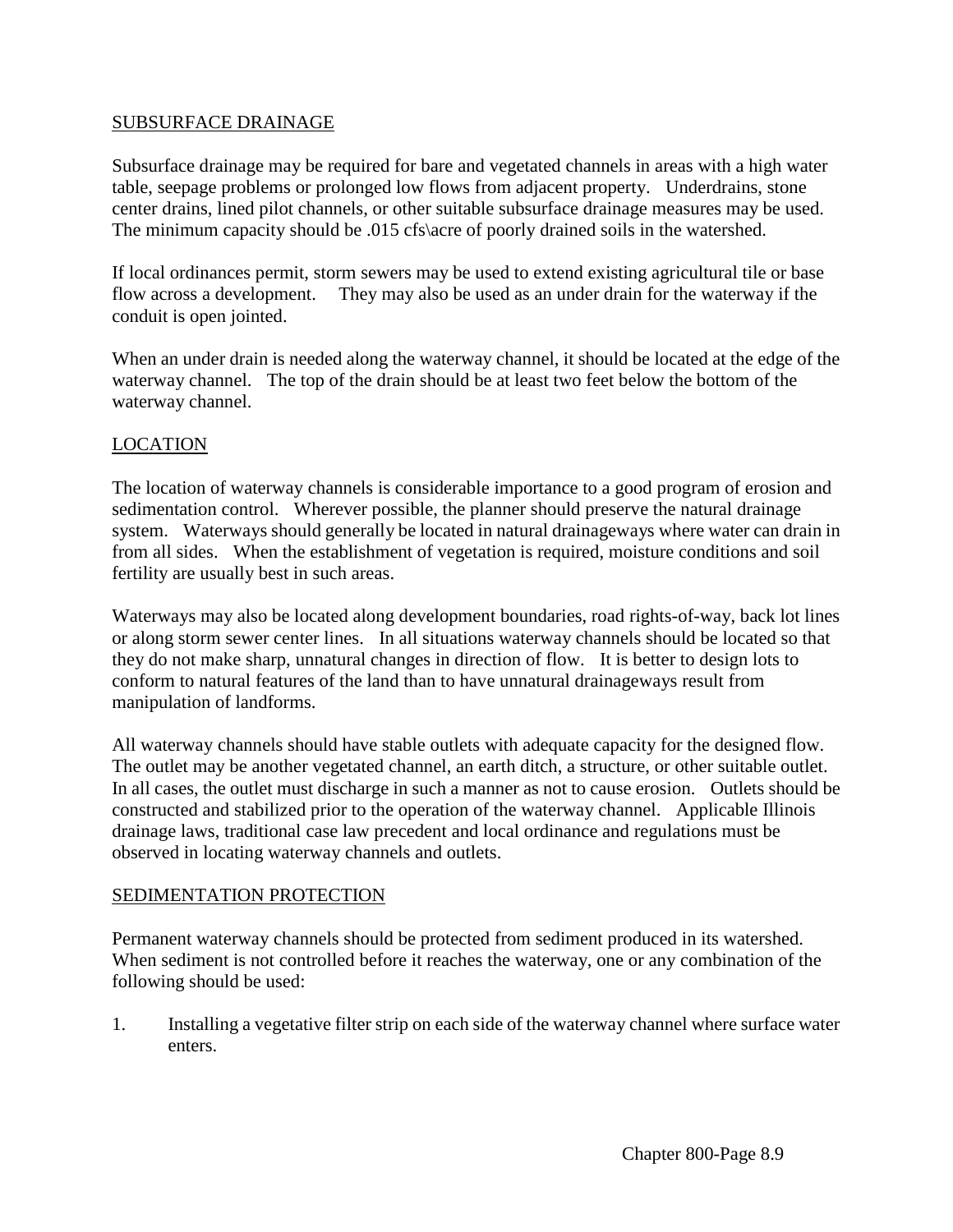## SUBSURFACE DRAINAGE

Subsurface drainage may be required for bare and vegetated channels in areas with a high water table, seepage problems or prolonged low flows from adjacent property. Underdrains, stone center drains, lined pilot channels, or other suitable subsurface drainage measures may be used. The minimum capacity should be .015 cfs\acre of poorly drained soils in the watershed.

If local ordinances permit, storm sewers may be used to extend existing agricultural tile or base flow across a development. They may also be used as an under drain for the waterway if the conduit is open jointed.

When an under drain is needed along the waterway channel, it should be located at the edge of the waterway channel. The top of the drain should be at least two feet below the bottom of the waterway channel.

## LOCATION

The location of waterway channels is considerable importance to a good program of erosion and sedimentation control. Wherever possible, the planner should preserve the natural drainage system. Waterways should generally be located in natural drainageways where water can drain in from all sides. When the establishment of vegetation is required, moisture conditions and soil fertility are usually best in such areas.

Waterways may also be located along development boundaries, road rights-of-way, back lot lines or along storm sewer center lines. In all situations waterway channels should be located so that they do not make sharp, unnatural changes in direction of flow. It is better to design lots to conform to natural features of the land than to have unnatural drainageways result from manipulation of landforms.

All waterway channels should have stable outlets with adequate capacity for the designed flow. The outlet may be another vegetated channel, an earth ditch, a structure, or other suitable outlet. In all cases, the outlet must discharge in such a manner as not to cause erosion. Outlets should be constructed and stabilized prior to the operation of the waterway channel. Applicable Illinois drainage laws, traditional case law precedent and local ordinance and regulations must be observed in locating waterway channels and outlets.

## SEDIMENTATION PROTECTION

Permanent waterway channels should be protected from sediment produced in its watershed. When sediment is not controlled before it reaches the waterway, one or any combination of the following should be used:

1. Installing a vegetative filter strip on each side of the waterway channel where surface water enters.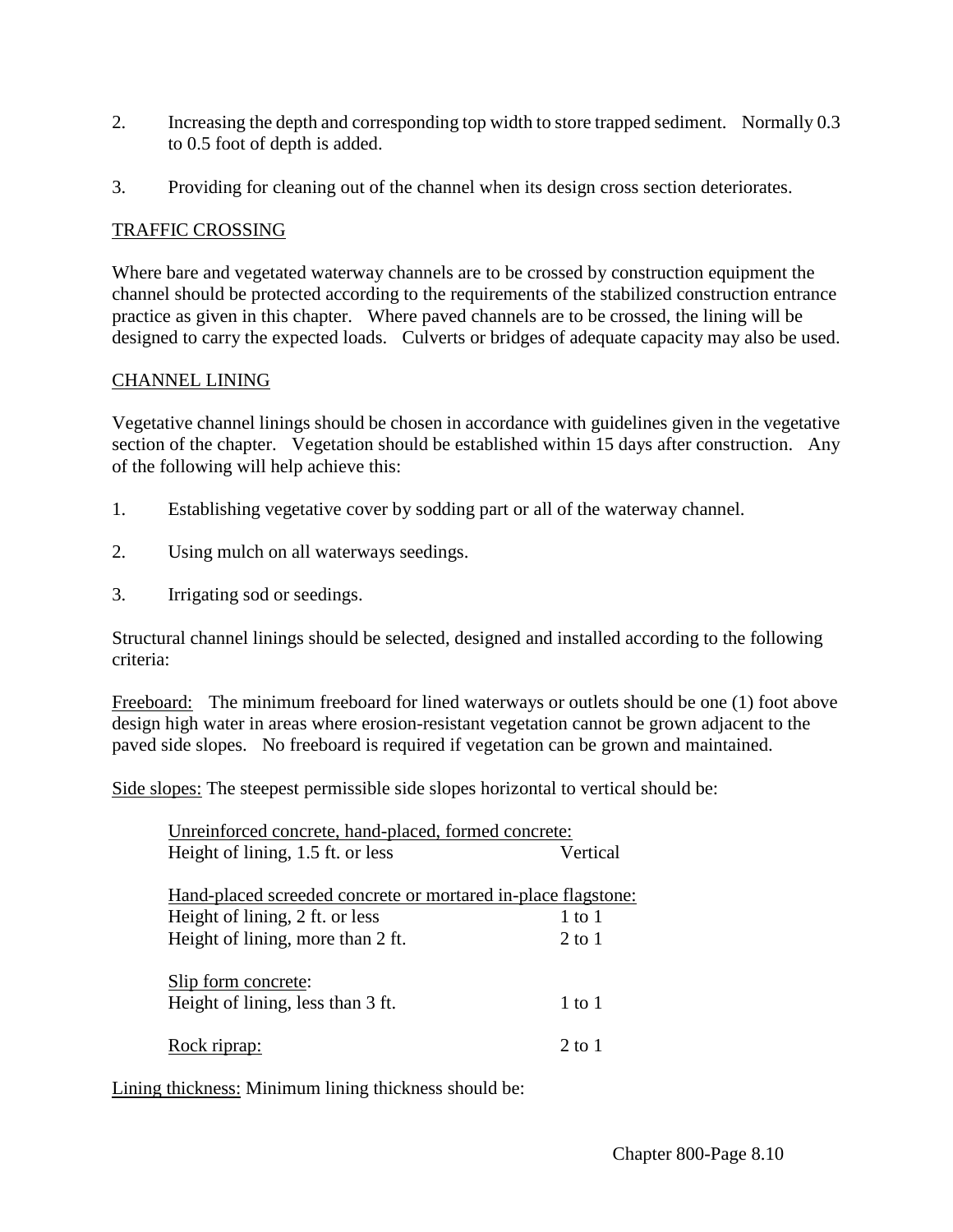2. Increasing the depth and corresponding top width to store trapped sediment. Normally 0.3 to 0.5 foot of depth is added.

3. Providing for cleaning out of the channel when its design cross section deteriorates.

## TRAFFIC CROSSING

Where bare and vegetated waterway channels are to be crossed by construction equipment the channel should be protected according to the requirements of the stabilized construction entrance practice as given in this chapter. Where paved channels are to be crossed, the lining will be designed to carry the expected loads. Culverts or bridges of adequate capacity may also be used.

## CHANNEL LINING

Vegetative channel linings should be chosen in accordance with guidelines given in the vegetative section of the chapter. Vegetation should be established within 15 days after construction. Any of the following will help achieve this:

1. Establishing vegetative cover by sodding part or all of the waterway channel.

2. Using mulch on all waterways seedings.

3. Irrigating sod or seedings.

Structural channel linings should be selected, designed and installed according to the following criteria:

Freeboard: The minimum freeboard for lined waterways or outlets should be one (1) foot above design high water in areas where erosion-resistant vegetation cannot be grown adjacent to the paved side slopes. No freeboard is required if vegetation can be grown and maintained.

Side slopes: The steepest permissible side slopes horizontal to vertical should be:

| | |
|---|---|
| Unreinforced concrete, hand-placed, formed concrete: | |
| Height of lining, 1.5 ft. or less | Vertical |
| Hand-placed screeded concrete or mortared in-place flagstone: | |
| Height of lining, 2 ft. or less | 1 to 1 |
| Height of lining, more than 2 ft. | 2 to 1 |
| Slip form concrete: | |
| Height of lining, less than 3 ft. | 1 to 1 |
| Rock riprap: | 2 to 1 |

Lining thickness: Minimum lining thickness should be: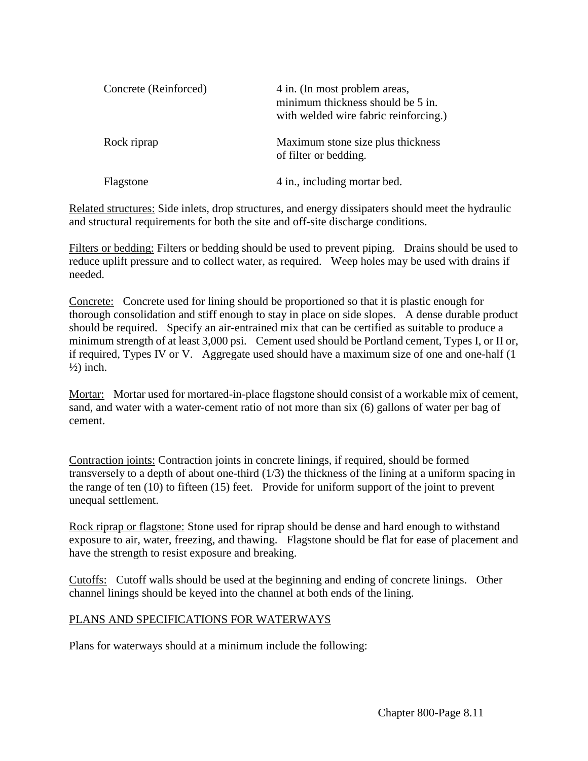| | |
|---|---|
| Concrete (Reinforced) | 4 in. (In most problem areas, minimum thickness should be 5 in. with welded wire fabric reinforcing.) |
| Rock riprap | Maximum stone size plus thickness of filter or bedding. |
| Flagstone | 4 in., including mortar bed. |

Related structures: Side inlets, drop structures, and energy dissipaters should meet the hydraulic and structural requirements for both the site and off-site discharge conditions.

Filters or bedding: Filters or bedding should be used to prevent piping. Drains should be used to reduce uplift pressure and to collect water, as required. Weep holes may be used with drains if needed.

Concrete: Concrete used for lining should be proportioned so that it is plastic enough for thorough consolidation and stiff enough to stay in place on side slopes. A dense durable product should be required. Specify an air-entrained mix that can be certified as suitable to produce a minimum strength of at least 3,000 psi. Cement used should be Portland cement, Types I, or II or, if required, Types IV or V. Aggregate used should have a maximum size of one and one-half (1 ½) inch.

Mortar: Mortar used for mortared-in-place flagstone should consist of a workable mix of cement, sand, and water with a water-cement ratio of not more than six (6) gallons of water per bag of cement.

Contraction joints: Contraction joints in concrete linings, if required, should be formed transversely to a depth of about one-third (1/3) the thickness of the lining at a uniform spacing in the range of ten (10) to fifteen (15) feet. Provide for uniform support of the joint to prevent unequal settlement.

Rock riprap or flagstone: Stone used for riprap should be dense and hard enough to withstand exposure to air, water, freezing, and thawing. Flagstone should be flat for ease of placement and have the strength to resist exposure and breaking.

Cutoffs: Cutoff walls should be used at the beginning and ending of concrete linings. Other channel linings should be keyed into the channel at both ends of the lining.

## PLANS AND SPECIFICATIONS FOR WATERWAYS

Plans for waterways should at a minimum include the following: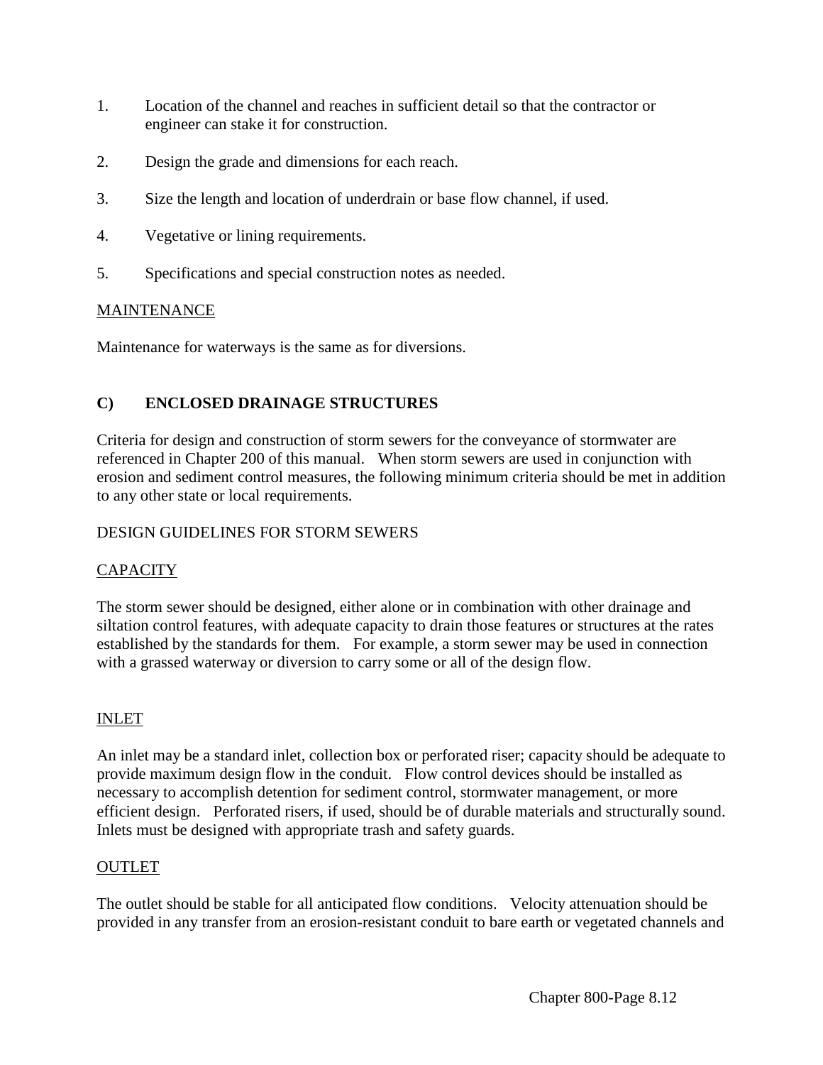1. Location of the channel and reaches in sufficient detail so that the contractor or engineer can stake it for construction.

2. Design the grade and dimensions for each reach.

3. Size the length and location of underdrain or base flow channel, if used.

4. Vegetative or lining requirements.

5. Specifications and special construction notes as needed.

MAINTENANCE

Maintenance for waterways is the same as for diversions.

## C) ENCLOSED DRAINAGE STRUCTURES

Criteria for design and construction of storm sewers for the conveyance of stormwater are referenced in Chapter 200 of this manual. When storm sewers are used in conjunction with erosion and sediment control measures, the following minimum criteria should be met in addition to any other state or local requirements.

DESIGN GUIDELINES FOR STORM SEWERS

CAPACITY

The storm sewer should be designed, either alone or in combination with other drainage and siltation control features, with adequate capacity to drain those features or structures at the rates established by the standards for them. For example, a storm sewer may be used in connection with a grassed waterway or diversion to carry some or all of the design flow.

INLET

An inlet may be a standard inlet, collection box or perforated riser; capacity should be adequate to provide maximum design flow in the conduit. Flow control devices should be installed as necessary to accomplish detention for sediment control, stormwater management, or more efficient design. Perforated risers, if used, should be of durable materials and structurally sound. Inlets must be designed with appropriate trash and safety guards.

OUTLET

The outlet should be stable for all anticipated flow conditions. Velocity attenuation should be provided in any transfer from an erosion-resistant conduit to bare earth or vegetated channels and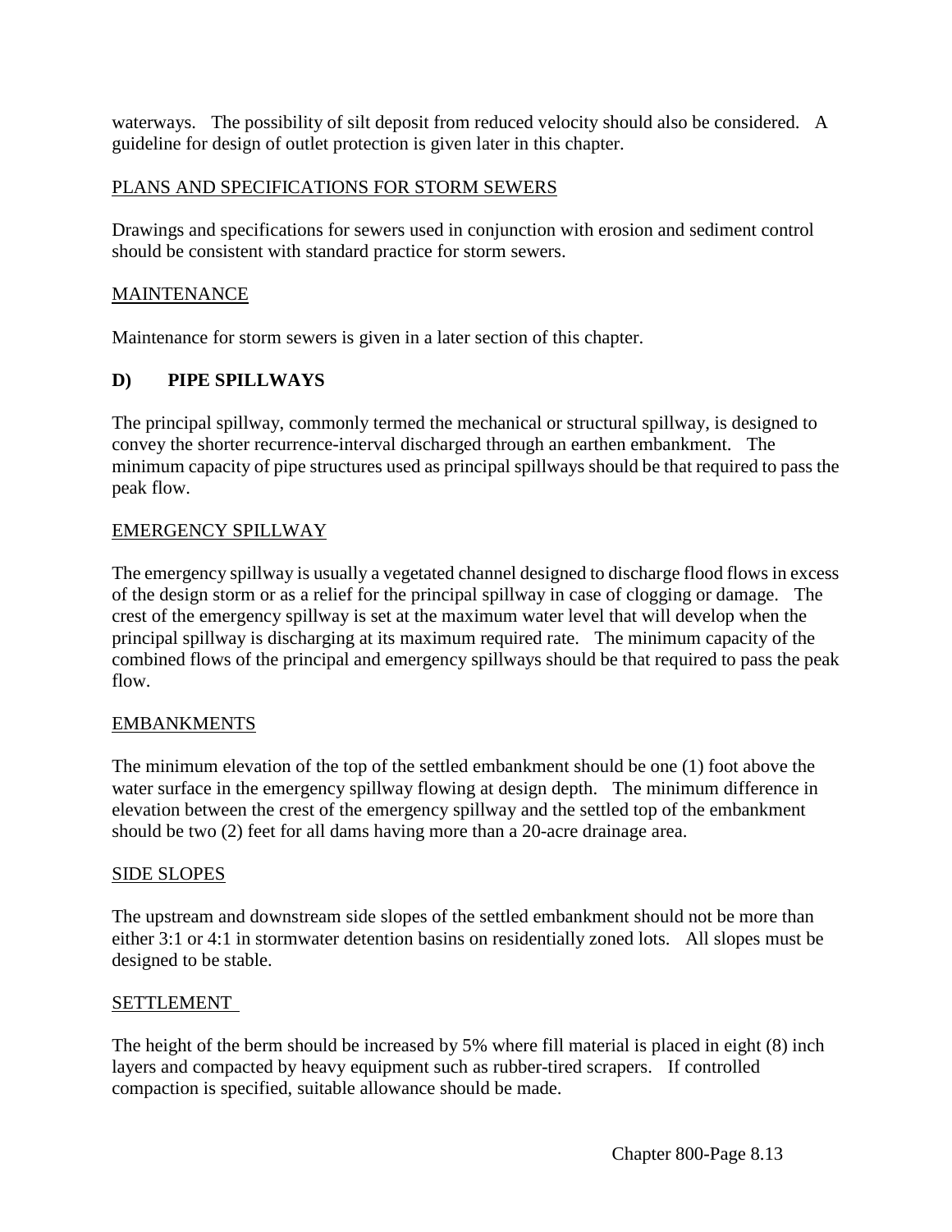waterways. The possibility of silt deposit from reduced velocity should also be considered. A guideline for design of outlet protection is given later in this chapter.

PLANS AND SPECIFICATIONS FOR STORM SEWERS

Drawings and specifications for sewers used in conjunction with erosion and sediment control should be consistent with standard practice for storm sewers.

MAINTENANCE

Maintenance for storm sewers is given in a later section of this chapter.

## D) PIPE SPILLWAYS

The principal spillway, commonly termed the mechanical or structural spillway, is designed to convey the shorter recurrence-interval discharged through an earthen embankment. The minimum capacity of pipe structures used as principal spillways should be that required to pass the peak flow.

EMERGENCY SPILLWAY

The emergency spillway is usually a vegetated channel designed to discharge flood flows in excess of the design storm or as a relief for the principal spillway in case of clogging or damage. The crest of the emergency spillway is set at the maximum water level that will develop when the principal spillway is discharging at its maximum required rate. The minimum capacity of the combined flows of the principal and emergency spillways should be that required to pass the peak flow.

EMBANKMENTS

The minimum elevation of the top of the settled embankment should be one (1) foot above the water surface in the emergency spillway flowing at design depth. The minimum difference in elevation between the crest of the emergency spillway and the settled top of the embankment should be two (2) feet for all dams having more than a 20-acre drainage area.

SIDE SLOPES

The upstream and downstream side slopes of the settled embankment should not be more than either 3:1 or 4:1 in stormwater detention basins on residentially zoned lots. All slopes must be designed to be stable.

SETTLEMENT

The height of the berm should be increased by 5% where fill material is placed in eight (8) inch layers and compacted by heavy equipment such as rubber-tired scrapers. If controlled compaction is specified, suitable allowance should be made.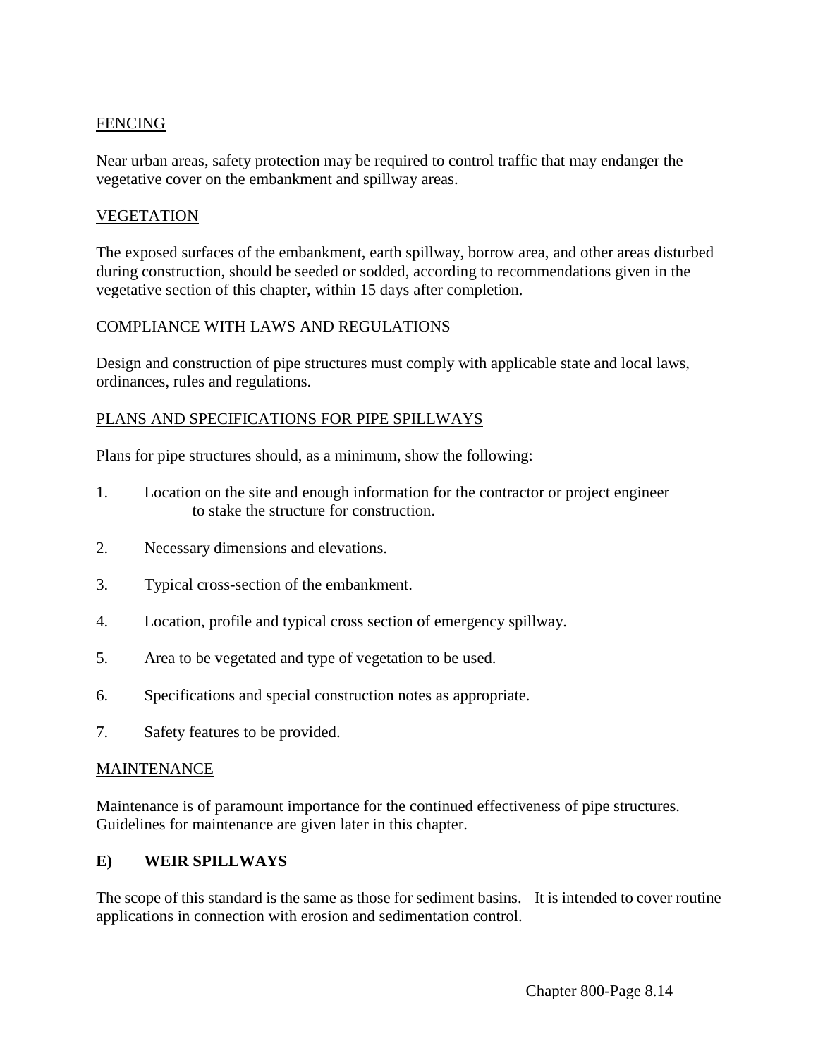FENCING

Near urban areas, safety protection may be required to control traffic that may endanger the vegetative cover on the embankment and spillway areas.

VEGETATION

The exposed surfaces of the embankment, earth spillway, borrow area, and other areas disturbed during construction, should be seeded or sodded, according to recommendations given in the vegetative section of this chapter, within 15 days after completion.

COMPLIANCE WITH LAWS AND REGULATIONS

Design and construction of pipe structures must comply with applicable state and local laws, ordinances, rules and regulations.

PLANS AND SPECIFICATIONS FOR PIPE SPILLWAYS

Plans for pipe structures should, as a minimum, show the following:

1. Location on the site and enough information for the contractor or project engineer to stake the structure for construction.

2. Necessary dimensions and elevations.

3. Typical cross-section of the embankment.

4. Location, profile and typical cross section of emergency spillway.

5. Area to be vegetated and type of vegetation to be used.

6. Specifications and special construction notes as appropriate.

7. Safety features to be provided.

MAINTENANCE

Maintenance is of paramount importance for the continued effectiveness of pipe structures. Guidelines for maintenance are given later in this chapter.

**E) WEIR SPILLWAYS**

The scope of this standard is the same as those for sediment basins. It is intended to cover routine applications in connection with erosion and sedimentation control.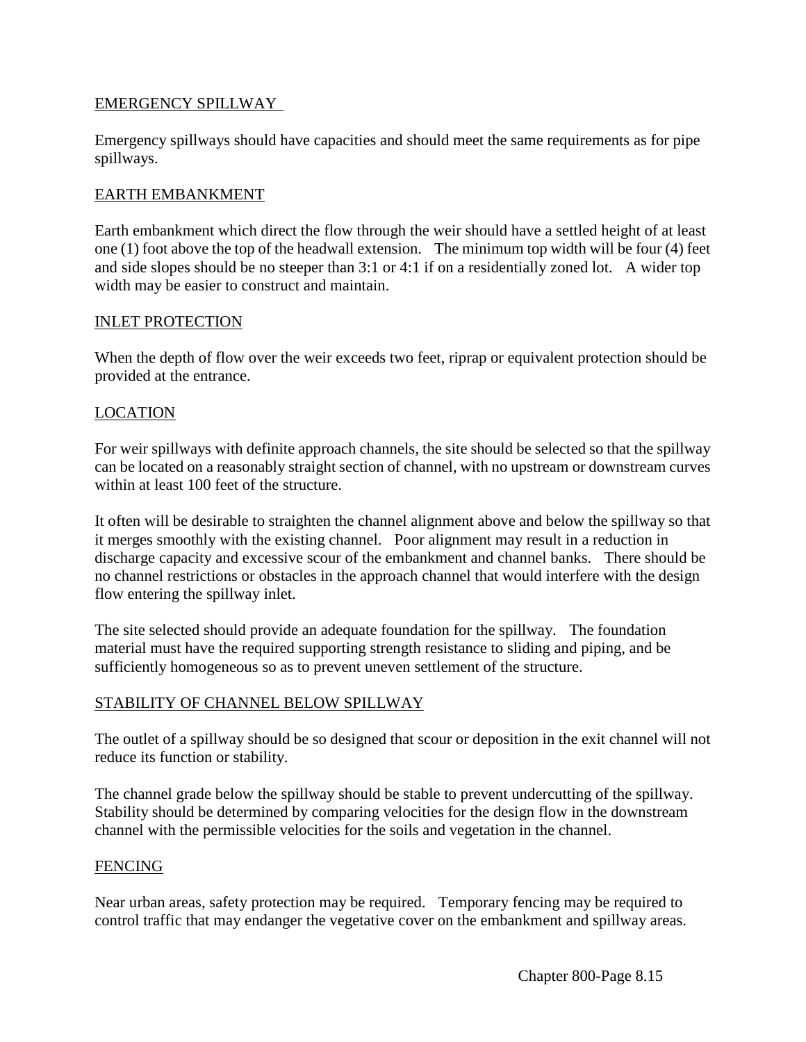## EMERGENCY SPILLWAY

Emergency spillways should have capacities and should meet the same requirements as for pipe spillways.

## EARTH EMBANKMENT

Earth embankment which direct the flow through the weir should have a settled height of at least one (1) foot above the top of the headwall extension. The minimum top width will be four (4) feet and side slopes should be no steeper than 3:1 or 4:1 if on a residentially zoned lot. A wider top width may be easier to construct and maintain.

## INLET PROTECTION

When the depth of flow over the weir exceeds two feet, riprap or equivalent protection should be provided at the entrance.

## LOCATION

For weir spillways with definite approach channels, the site should be selected so that the spillway can be located on a reasonably straight section of channel, with no upstream or downstream curves within at least 100 feet of the structure.

It often will be desirable to straighten the channel alignment above and below the spillway so that it merges smoothly with the existing channel. Poor alignment may result in a reduction in discharge capacity and excessive scour of the embankment and channel banks. There should be no channel restrictions or obstacles in the approach channel that would interfere with the design flow entering the spillway inlet.

The site selected should provide an adequate foundation for the spillway. The foundation material must have the required supporting strength resistance to sliding and piping, and be sufficiently homogeneous so as to prevent uneven settlement of the structure.

## STABILITY OF CHANNEL BELOW SPILLWAY

The outlet of a spillway should be so designed that scour or deposition in the exit channel will not reduce its function or stability.

The channel grade below the spillway should be stable to prevent undercutting of the spillway. Stability should be determined by comparing velocities for the design flow in the downstream channel with the permissible velocities for the soils and vegetation in the channel.

## FENCING

Near urban areas, safety protection may be required. Temporary fencing may be required to control traffic that may endanger the vegetative cover on the embankment and spillway areas.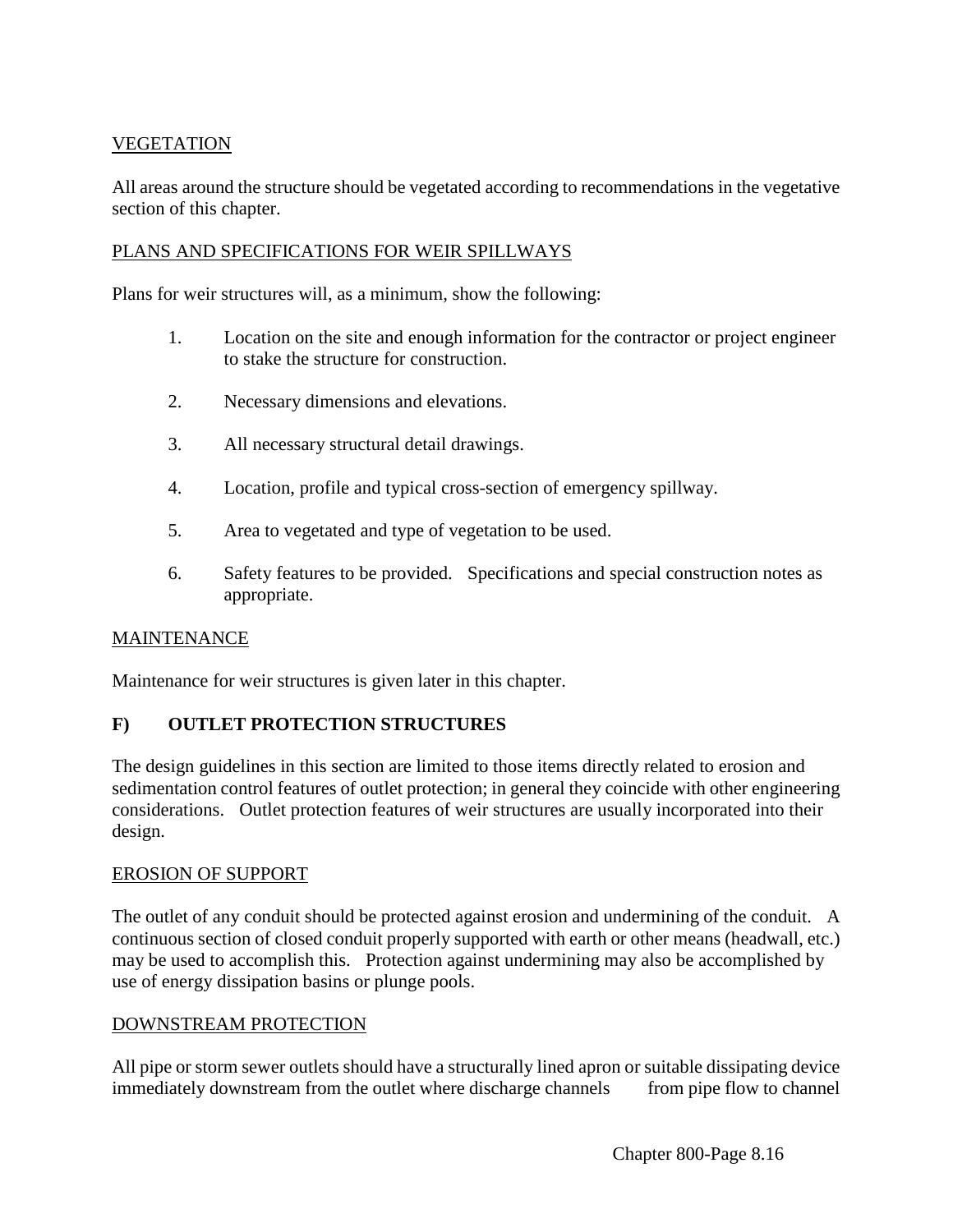VEGETATION

All areas around the structure should be vegetated according to recommendations in the vegetative section of this chapter.

PLANS AND SPECIFICATIONS FOR WEIR SPILLWAYS

Plans for weir structures will, as a minimum, show the following:

1. Location on the site and enough information for the contractor or project engineer to stake the structure for construction.

2. Necessary dimensions and elevations.

3. All necessary structural detail drawings.

4. Location, profile and typical cross-section of emergency spillway.

5. Area to vegetated and type of vegetation to be used.

6. Safety features to be provided. Specifications and special construction notes as appropriate.

MAINTENANCE

Maintenance for weir structures is given later in this chapter.

## F) OUTLET PROTECTION STRUCTURES

The design guidelines in this section are limited to those items directly related to erosion and sedimentation control features of outlet protection; in general they coincide with other engineering considerations. Outlet protection features of weir structures are usually incorporated into their design.

EROSION OF SUPPORT

The outlet of any conduit should be protected against erosion and undermining of the conduit. A continuous section of closed conduit properly supported with earth or other means (headwall, etc.) may be used to accomplish this. Protection against undermining may also be accomplished by use of energy dissipation basins or plunge pools.

DOWNSTREAM PROTECTION

All pipe or storm sewer outlets should have a structurally lined apron or suitable dissipating device immediately downstream from the outlet where discharge channels from pipe flow to channel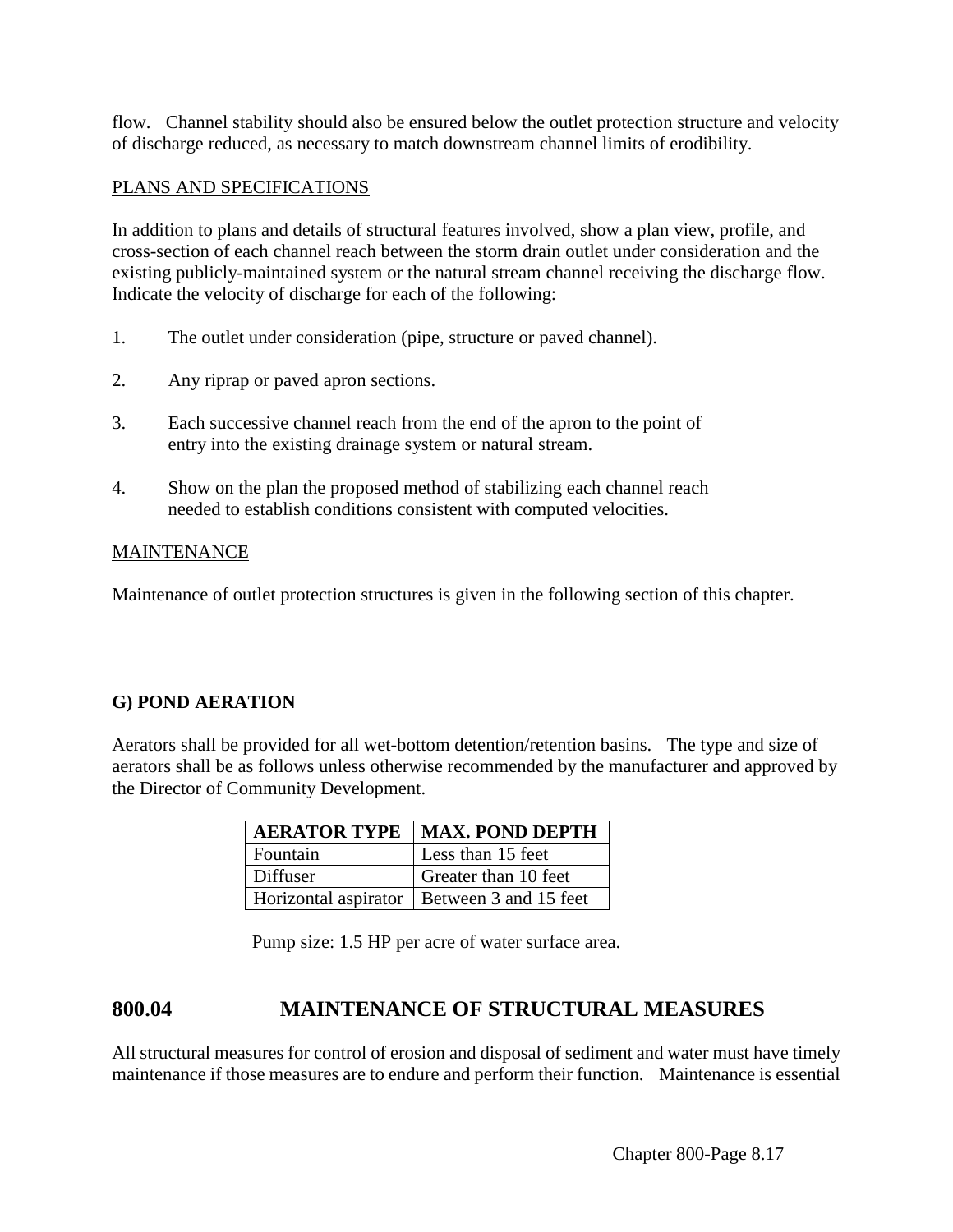flow. Channel stability should also be ensured below the outlet protection structure and velocity of discharge reduced, as necessary to match downstream channel limits of erodibility.

<u>PLANS AND SPECIFICATIONS</u>

In addition to plans and details of structural features involved, show a plan view, profile, and cross-section of each channel reach between the storm drain outlet under consideration and the existing publicly-maintained system or the natural stream channel receiving the discharge flow. Indicate the velocity of discharge for each of the following:

1. The outlet under consideration (pipe, structure or paved channel).

2. Any riprap or paved apron sections.

3. Each successive channel reach from the end of the apron to the point of entry into the existing drainage system or natural stream.

4. Show on the plan the proposed method of stabilizing each channel reach needed to establish conditions consistent with computed velocities.

<u>MAINTENANCE</u>

Maintenance of outlet protection structures is given in the following section of this chapter.

**G) POND AERATION**

Aerators shall be provided for all wet-bottom detention/retention basins. The type and size of aerators shall be as follows unless otherwise recommended by the manufacturer and approved by the Director of Community Development.

| AERATOR TYPE | MAX. POND DEPTH |
|---|---|
| Fountain | Less than 15 feet |
| Diffuser | Greater than 10 feet |
| Horizontal aspirator | Between 3 and 15 feet |

Pump size: 1.5 HP per acre of water surface area.

## 800.04 MAINTENANCE OF STRUCTURAL MEASURES

All structural measures for control of erosion and disposal of sediment and water must have timely maintenance if those measures are to endure and perform their function. Maintenance is essential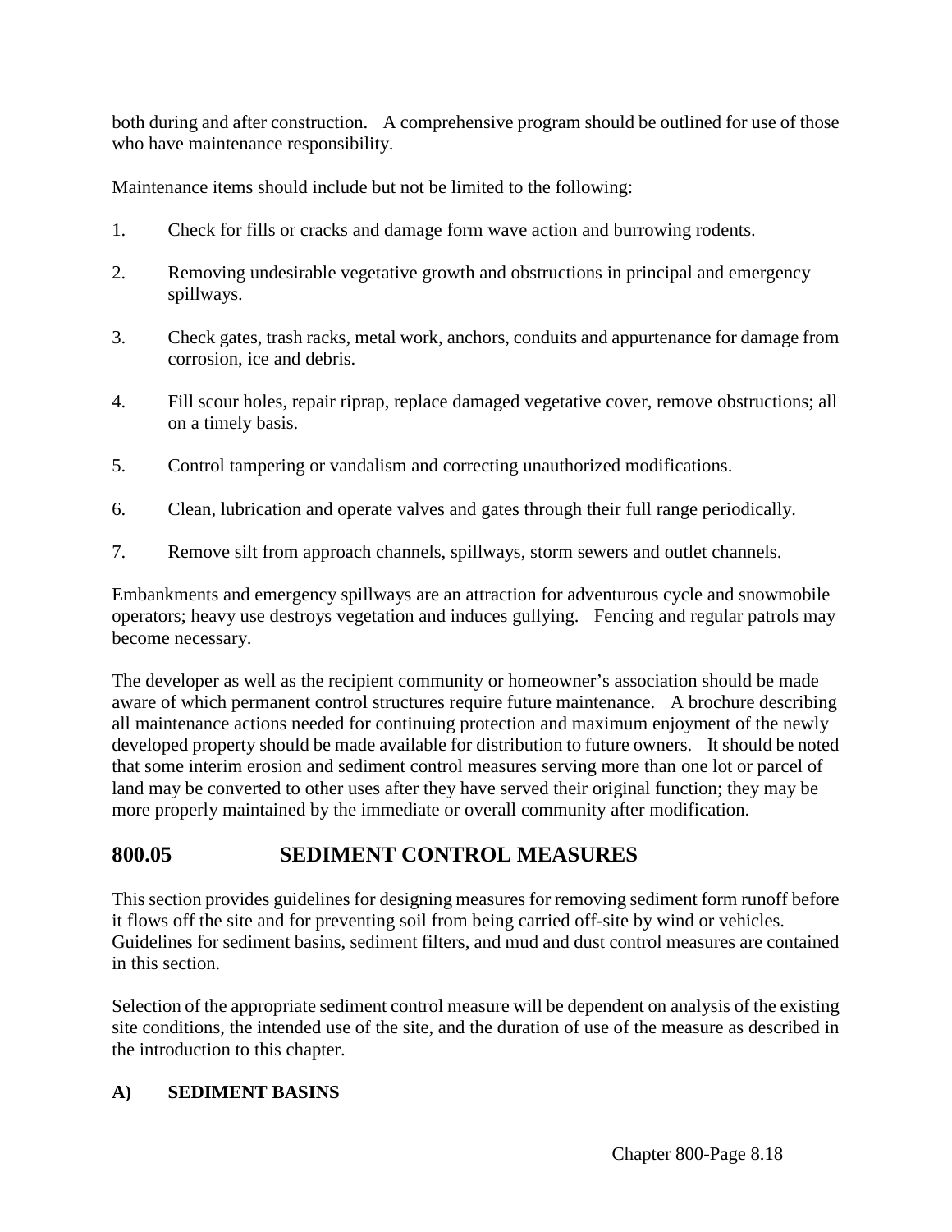both during and after construction. A comprehensive program should be outlined for use of those who have maintenance responsibility.

Maintenance items should include but not be limited to the following:

1. Check for fills or cracks and damage form wave action and burrowing rodents.
2. Removing undesirable vegetative growth and obstructions in principal and emergency spillways.
3. Check gates, trash racks, metal work, anchors, conduits and appurtenance for damage from corrosion, ice and debris.
4. Fill scour holes, repair riprap, replace damaged vegetative cover, remove obstructions; all on a timely basis.
5. Control tampering or vandalism and correcting unauthorized modifications.
6. Clean, lubrication and operate valves and gates through their full range periodically.
7. Remove silt from approach channels, spillways, storm sewers and outlet channels.

Embankments and emergency spillways are an attraction for adventurous cycle and snowmobile operators; heavy use destroys vegetation and induces gullying. Fencing and regular patrols may become necessary.

The developer as well as the recipient community or homeowner's association should be made aware of which permanent control structures require future maintenance. A brochure describing all maintenance actions needed for continuing protection and maximum enjoyment of the newly developed property should be made available for distribution to future owners. It should be noted that some interim erosion and sediment control measures serving more than one lot or parcel of land may be converted to other uses after they have served their original function; they may be more properly maintained by the immediate or overall community after modification.

## 800.05 SEDIMENT CONTROL MEASURES

This section provides guidelines for designing measures for removing sediment form runoff before it flows off the site and for preventing soil from being carried off-site by wind or vehicles. Guidelines for sediment basins, sediment filters, and mud and dust control measures are contained in this section.

Selection of the appropriate sediment control measure will be dependent on analysis of the existing site conditions, the intended use of the site, and the duration of use of the measure as described in the introduction to this chapter.

### A) SEDIMENT BASINS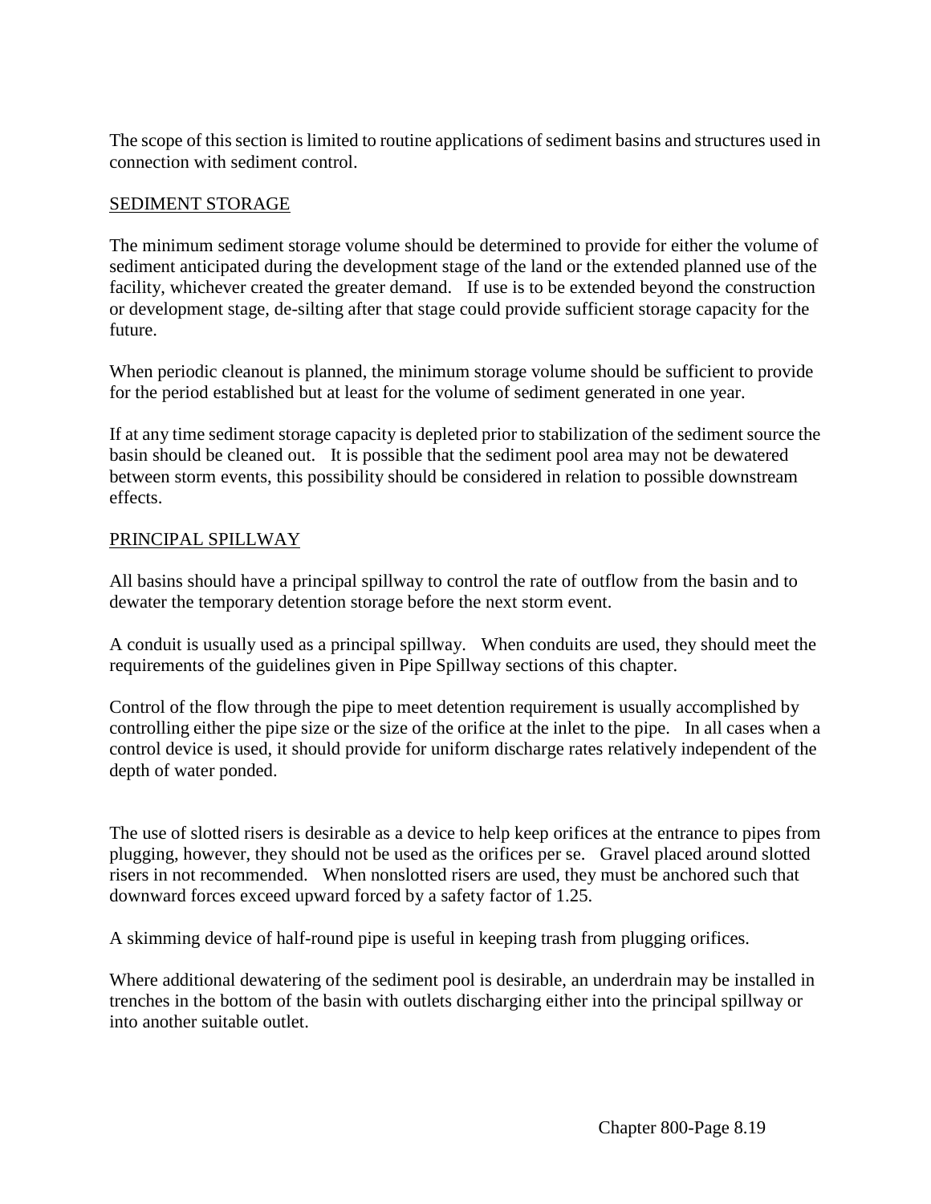The scope of this section is limited to routine applications of sediment basins and structures used in connection with sediment control.

## SEDIMENT STORAGE

The minimum sediment storage volume should be determined to provide for either the volume of sediment anticipated during the development stage of the land or the extended planned use of the facility, whichever created the greater demand. If use is to be extended beyond the construction or development stage, de-silting after that stage could provide sufficient storage capacity for the future.

When periodic cleanout is planned, the minimum storage volume should be sufficient to provide for the period established but at least for the volume of sediment generated in one year.

If at any time sediment storage capacity is depleted prior to stabilization of the sediment source the basin should be cleaned out. It is possible that the sediment pool area may not be dewatered between storm events, this possibility should be considered in relation to possible downstream effects.

## PRINCIPAL SPILLWAY

All basins should have a principal spillway to control the rate of outflow from the basin and to dewater the temporary detention storage before the next storm event.

A conduit is usually used as a principal spillway. When conduits are used, they should meet the requirements of the guidelines given in Pipe Spillway sections of this chapter.

Control of the flow through the pipe to meet detention requirement is usually accomplished by controlling either the pipe size or the size of the orifice at the inlet to the pipe. In all cases when a control device is used, it should provide for uniform discharge rates relatively independent of the depth of water ponded.

The use of slotted risers is desirable as a device to help keep orifices at the entrance to pipes from plugging, however, they should not be used as the orifices per se. Gravel placed around slotted risers in not recommended. When nonslotted risers are used, they must be anchored such that downward forces exceed upward forced by a safety factor of 1.25.

A skimming device of half-round pipe is useful in keeping trash from plugging orifices.

Where additional dewatering of the sediment pool is desirable, an underdrain may be installed in trenches in the bottom of the basin with outlets discharging either into the principal spillway or into another suitable outlet.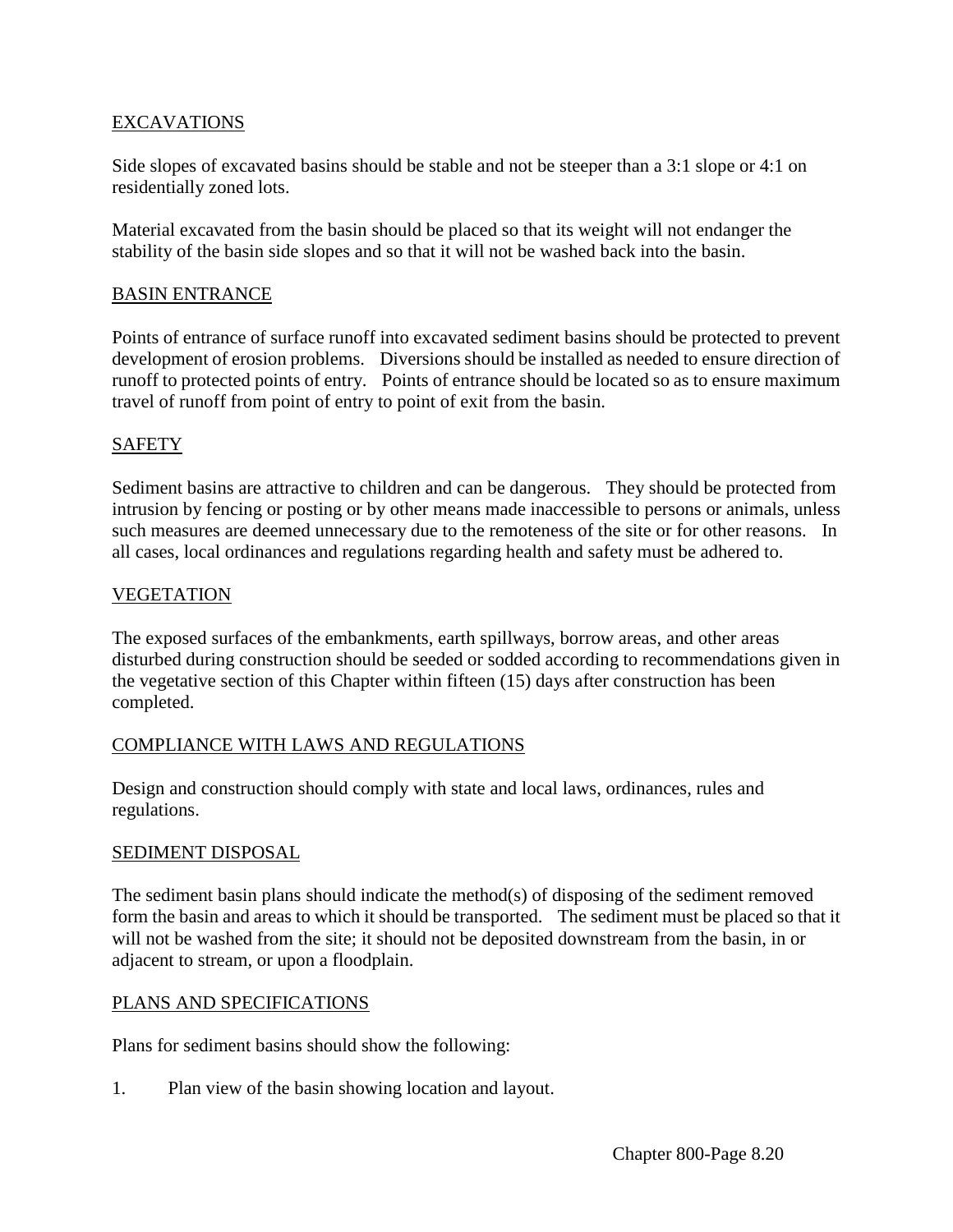## EXCAVATIONS

Side slopes of excavated basins should be stable and not be steeper than a 3:1 slope or 4:1 on residentially zoned lots.

Material excavated from the basin should be placed so that its weight will not endanger the stability of the basin side slopes and so that it will not be washed back into the basin.

## BASIN ENTRANCE

Points of entrance of surface runoff into excavated sediment basins should be protected to prevent development of erosion problems. Diversions should be installed as needed to ensure direction of runoff to protected points of entry. Points of entrance should be located so as to ensure maximum travel of runoff from point of entry to point of exit from the basin.

## SAFETY

Sediment basins are attractive to children and can be dangerous. They should be protected from intrusion by fencing or posting or by other means made inaccessible to persons or animals, unless such measures are deemed unnecessary due to the remoteness of the site or for other reasons. In all cases, local ordinances and regulations regarding health and safety must be adhered to.

## VEGETATION

The exposed surfaces of the embankments, earth spillways, borrow areas, and other areas disturbed during construction should be seeded or sodded according to recommendations given in the vegetative section of this Chapter within fifteen (15) days after construction has been completed.

## COMPLIANCE WITH LAWS AND REGULATIONS

Design and construction should comply with state and local laws, ordinances, rules and regulations.

## SEDIMENT DISPOSAL

The sediment basin plans should indicate the method(s) of disposing of the sediment removed form the basin and areas to which it should be transported. The sediment must be placed so that it will not be washed from the site; it should not be deposited downstream from the basin, in or adjacent to stream, or upon a floodplain.

## PLANS AND SPECIFICATIONS

Plans for sediment basins should show the following:

1. Plan view of the basin showing location and layout.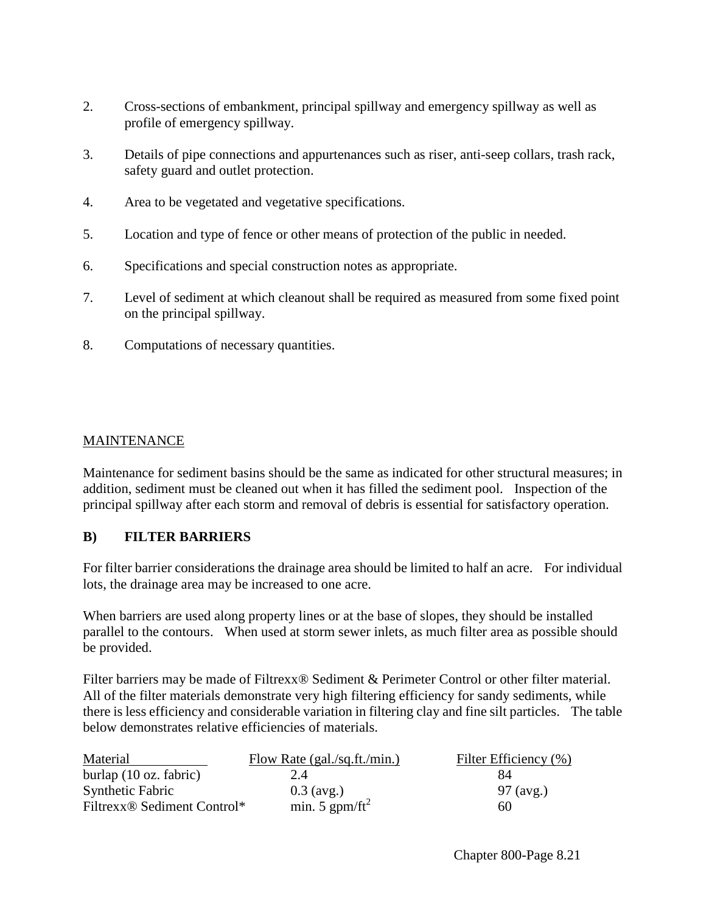2. Cross-sections of embankment, principal spillway and emergency spillway as well as profile of emergency spillway.

3. Details of pipe connections and appurtenances such as riser, anti-seep collars, trash rack, safety guard and outlet protection.

4. Area to be vegetated and vegetative specifications.

5. Location and type of fence or other means of protection of the public in needed.

6. Specifications and special construction notes as appropriate.

7. Level of sediment at which cleanout shall be required as measured from some fixed point on the principal spillway.

8. Computations of necessary quantities.

## MAINTENANCE

Maintenance for sediment basins should be the same as indicated for other structural measures; in addition, sediment must be cleaned out when it has filled the sediment pool. Inspection of the principal spillway after each storm and removal of debris is essential for satisfactory operation.

## B) FILTER BARRIERS

For filter barrier considerations the drainage area should be limited to half an acre. For individual lots, the drainage area may be increased to one acre.

When barriers are used along property lines or at the base of slopes, they should be installed parallel to the contours. When used at storm sewer inlets, as much filter area as possible should be provided.

Filter barriers may be made of Filtrexx® Sediment & Perimeter Control or other filter material. All of the filter materials demonstrate very high filtering efficiency for sandy sediments, while there is less efficiency and considerable variation in filtering clay and fine silt particles. The table below demonstrates relative efficiencies of materials.

| Material | Flow Rate (gal./sq.ft./min.) | Filter Efficiency (%) |
|---|---|---|
| burlap (10 oz. fabric) | 2.4 | 84 |
| Synthetic Fabric | 0.3 (avg.) | 97 (avg.) |
| Filtrexx® Sediment Control* | min. 5 gpm/$ft^2$ | 60 |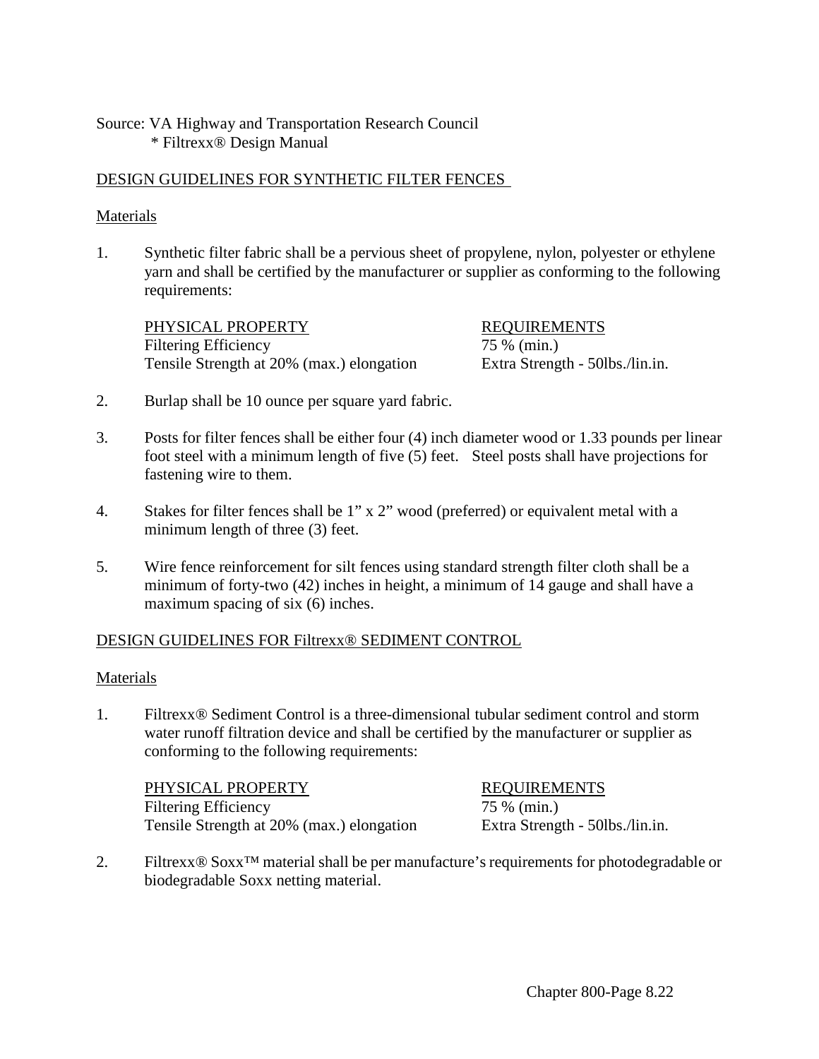Source: VA Highway and Transportation Research Council
* Filtrexx® Design Manual

## DESIGN GUIDELINES FOR SYNTHETIC FILTER FENCES

### Materials

1. Synthetic filter fabric shall be a pervious sheet of propylene, nylon, polyester or ethylene yarn and shall be certified by the manufacturer or supplier as conforming to the following requirements:

| PHYSICAL PROPERTY | REQUIREMENTS |
| --- | --- |
| Filtering Efficiency | 75 % (min.) |
| Tensile Strength at 20% (max.) elongation | Extra Strength - 50lbs./lin.in. |

2. Burlap shall be 10 ounce per square yard fabric.

3. Posts for filter fences shall be either four (4) inch diameter wood or 1.33 pounds per linear foot steel with a minimum length of five (5) feet. Steel posts shall have projections for fastening wire to them.

4. Stakes for filter fences shall be 1" x 2" wood (preferred) or equivalent metal with a minimum length of three (3) feet.

5. Wire fence reinforcement for silt fences using standard strength filter cloth shall be a minimum of forty-two (42) inches in height, a minimum of 14 gauge and shall have a maximum spacing of six (6) inches.

## DESIGN GUIDELINES FOR Filtrexx® SEDIMENT CONTROL

### Materials

1. Filtrexx® Sediment Control is a three-dimensional tubular sediment control and storm water runoff filtration device and shall be certified by the manufacturer or supplier as conforming to the following requirements:

| PHYSICAL PROPERTY | REQUIREMENTS |
| --- | --- |
| Filtering Efficiency | 75 % (min.) |
| Tensile Strength at 20% (max.) elongation | Extra Strength - 50lbs./lin.in. |

2. Filtrexx® Soxx™ material shall be per manufacture's requirements for photodegradable or biodegradable Soxx netting material.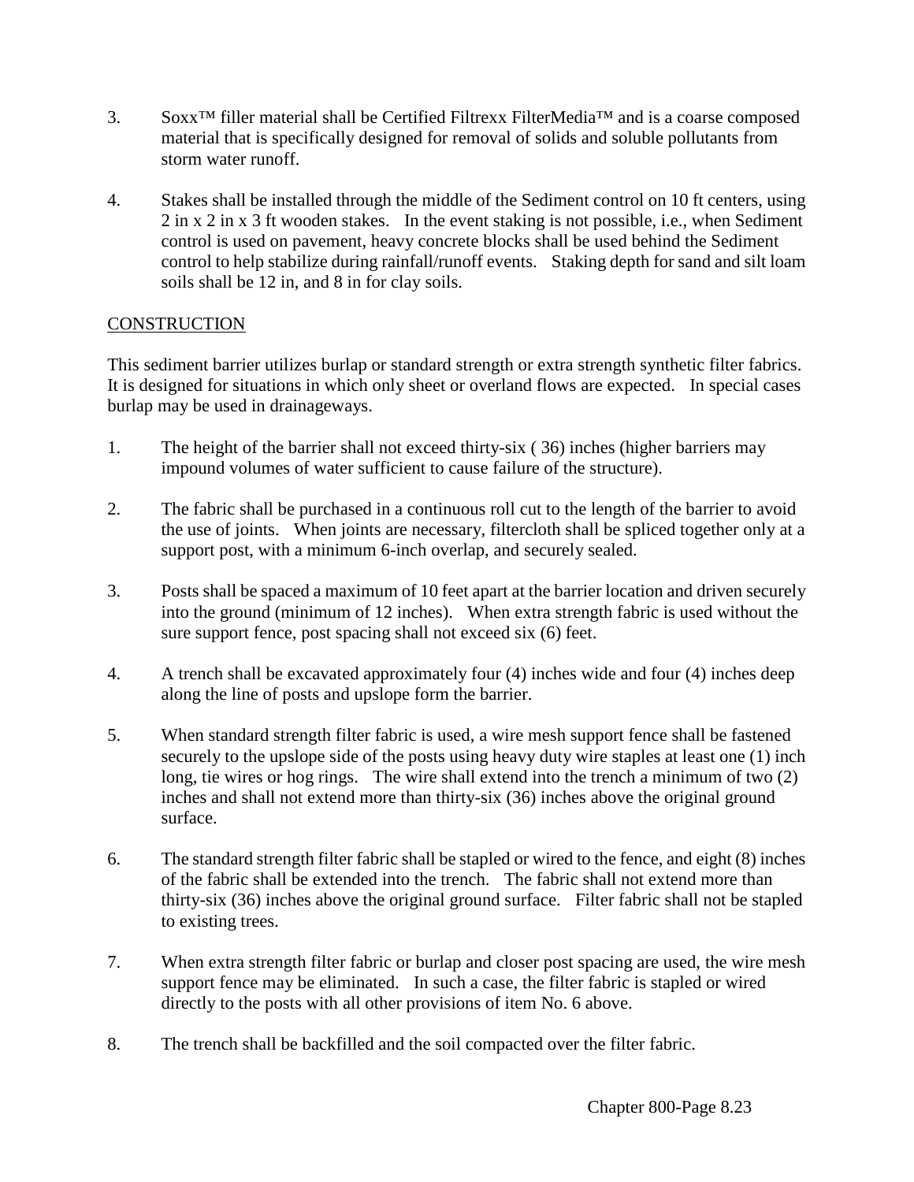3. Soxx™ filler material shall be Certified Filtrexx FilterMedia™ and is a coarse composed material that is specifically designed for removal of solids and soluble pollutants from storm water runoff.

4. Stakes shall be installed through the middle of the Sediment control on 10 ft centers, using 2 in x 2 in x 3 ft wooden stakes. In the event staking is not possible, i.e., when Sediment control is used on pavement, heavy concrete blocks shall be used behind the Sediment control to help stabilize during rainfall/runoff events. Staking depth for sand and silt loam soils shall be 12 in, and 8 in for clay soils.

<u>CONSTRUCTION</u>

This sediment barrier utilizes burlap or standard strength or extra strength synthetic filter fabrics. It is designed for situations in which only sheet or overland flows are expected. In special cases burlap may be used in drainageways.

1. The height of the barrier shall not exceed thirty-six ( 36) inches (higher barriers may impound volumes of water sufficient to cause failure of the structure).

2. The fabric shall be purchased in a continuous roll cut to the length of the barrier to avoid the use of joints. When joints are necessary, filtercloth shall be spliced together only at a support post, with a minimum 6-inch overlap, and securely sealed.

3. Posts shall be spaced a maximum of 10 feet apart at the barrier location and driven securely into the ground (minimum of 12 inches). When extra strength fabric is used without the sure support fence, post spacing shall not exceed six (6) feet.

4. A trench shall be excavated approximately four (4) inches wide and four (4) inches deep along the line of posts and upslope form the barrier.

5. When standard strength filter fabric is used, a wire mesh support fence shall be fastened securely to the upslope side of the posts using heavy duty wire staples at least one (1) inch long, tie wires or hog rings. The wire shall extend into the trench a minimum of two (2) inches and shall not extend more than thirty-six (36) inches above the original ground surface.

6. The standard strength filter fabric shall be stapled or wired to the fence, and eight (8) inches of the fabric shall be extended into the trench. The fabric shall not extend more than thirty-six (36) inches above the original ground surface. Filter fabric shall not be stapled to existing trees.

7. When extra strength filter fabric or burlap and closer post spacing are used, the wire mesh support fence may be eliminated. In such a case, the filter fabric is stapled or wired directly to the posts with all other provisions of item No. 6 above.

8. The trench shall be backfilled and the soil compacted over the filter fabric.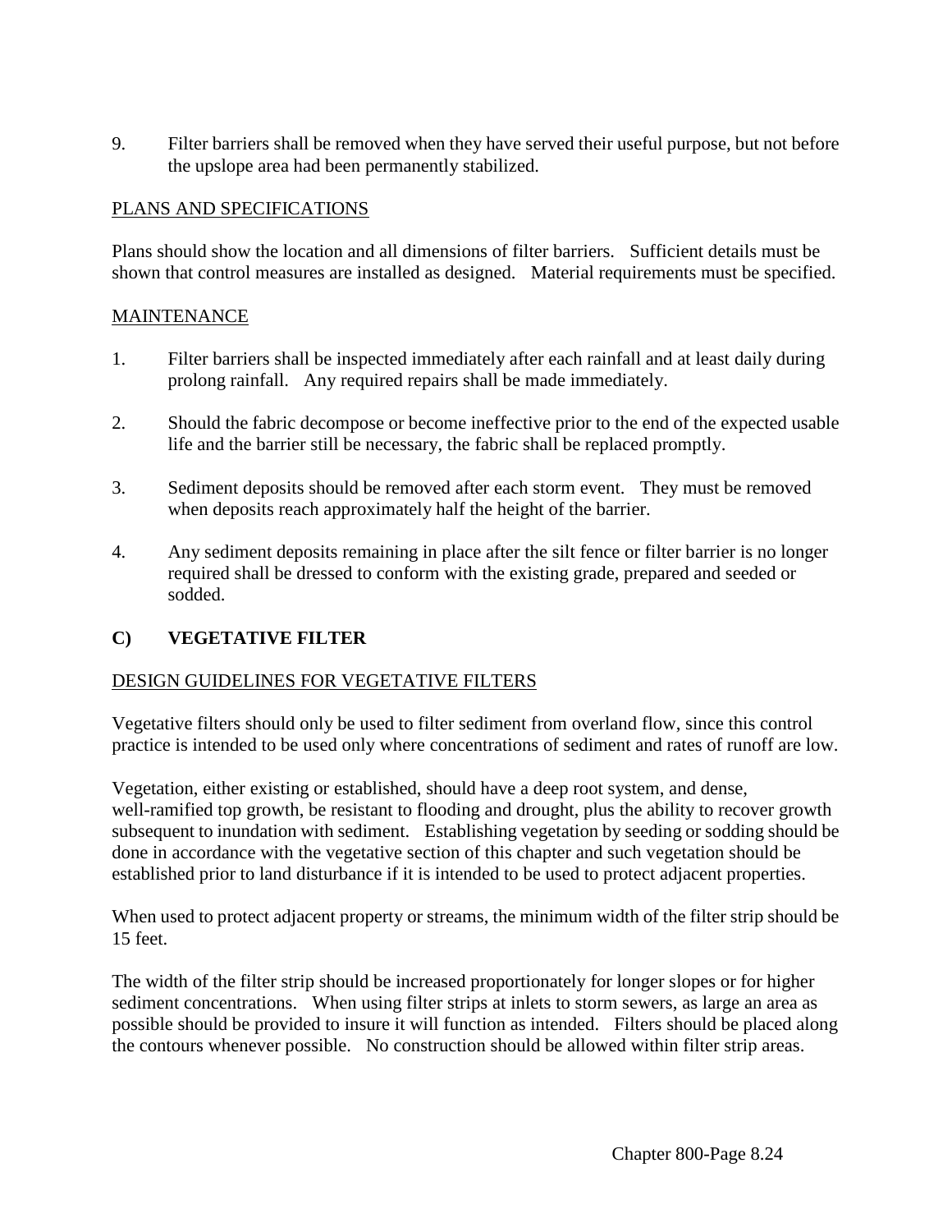9. Filter barriers shall be removed when they have served their useful purpose, but not before the upslope area had been permanently stabilized.

PLANS AND SPECIFICATIONS

Plans should show the location and all dimensions of filter barriers. Sufficient details must be shown that control measures are installed as designed. Material requirements must be specified.

MAINTENANCE

1. Filter barriers shall be inspected immediately after each rainfall and at least daily during prolong rainfall. Any required repairs shall be made immediately.

2. Should the fabric decompose or become ineffective prior to the end of the expected usable life and the barrier still be necessary, the fabric shall be replaced promptly.

3. Sediment deposits should be removed after each storm event. They must be removed when deposits reach approximately half the height of the barrier.

4. Any sediment deposits remaining in place after the silt fence or filter barrier is no longer required shall be dressed to conform with the existing grade, prepared and seeded or sodded.

## C) VEGETATIVE FILTER

DESIGN GUIDELINES FOR VEGETATIVE FILTERS

Vegetative filters should only be used to filter sediment from overland flow, since this control practice is intended to be used only where concentrations of sediment and rates of runoff are low.

Vegetation, either existing or established, should have a deep root system, and dense, well-ramified top growth, be resistant to flooding and drought, plus the ability to recover growth subsequent to inundation with sediment. Establishing vegetation by seeding or sodding should be done in accordance with the vegetative section of this chapter and such vegetation should be established prior to land disturbance if it is intended to be used to protect adjacent properties.

When used to protect adjacent property or streams, the minimum width of the filter strip should be 15 feet.

The width of the filter strip should be increased proportionately for longer slopes or for higher sediment concentrations. When using filter strips at inlets to storm sewers, as large an area as possible should be provided to insure it will function as intended. Filters should be placed along the contours whenever possible. No construction should be allowed within filter strip areas.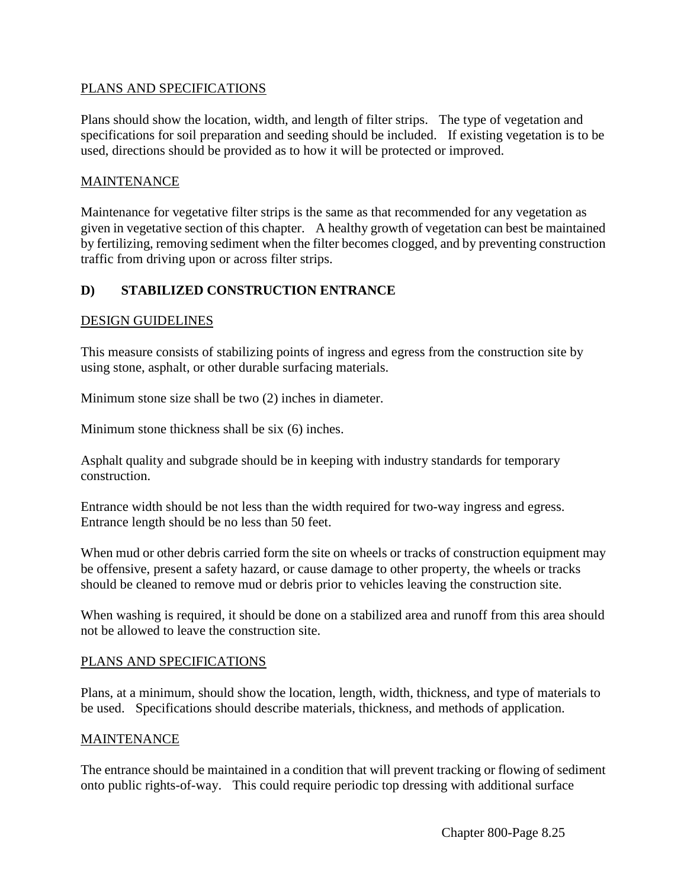PLANS AND SPECIFICATIONS

Plans should show the location, width, and length of filter strips. The type of vegetation and specifications for soil preparation and seeding should be included. If existing vegetation is to be used, directions should be provided as to how it will be protected or improved.

MAINTENANCE

Maintenance for vegetative filter strips is the same as that recommended for any vegetation as given in vegetative section of this chapter. A healthy growth of vegetation can best be maintained by fertilizing, removing sediment when the filter becomes clogged, and by preventing construction traffic from driving upon or across filter strips.

## D) STABILIZED CONSTRUCTION ENTRANCE

DESIGN GUIDELINES

This measure consists of stabilizing points of ingress and egress from the construction site by using stone, asphalt, or other durable surfacing materials.

Minimum stone size shall be two (2) inches in diameter.

Minimum stone thickness shall be six (6) inches.

Asphalt quality and subgrade should be in keeping with industry standards for temporary construction.

Entrance width should be not less than the width required for two-way ingress and egress. Entrance length should be no less than 50 feet.

When mud or other debris carried form the site on wheels or tracks of construction equipment may be offensive, present a safety hazard, or cause damage to other property, the wheels or tracks should be cleaned to remove mud or debris prior to vehicles leaving the construction site.

When washing is required, it should be done on a stabilized area and runoff from this area should not be allowed to leave the construction site.

PLANS AND SPECIFICATIONS

Plans, at a minimum, should show the location, length, width, thickness, and type of materials to be used. Specifications should describe materials, thickness, and methods of application.

MAINTENANCE

The entrance should be maintained in a condition that will prevent tracking or flowing of sediment onto public rights-of-way. This could require periodic top dressing with additional surface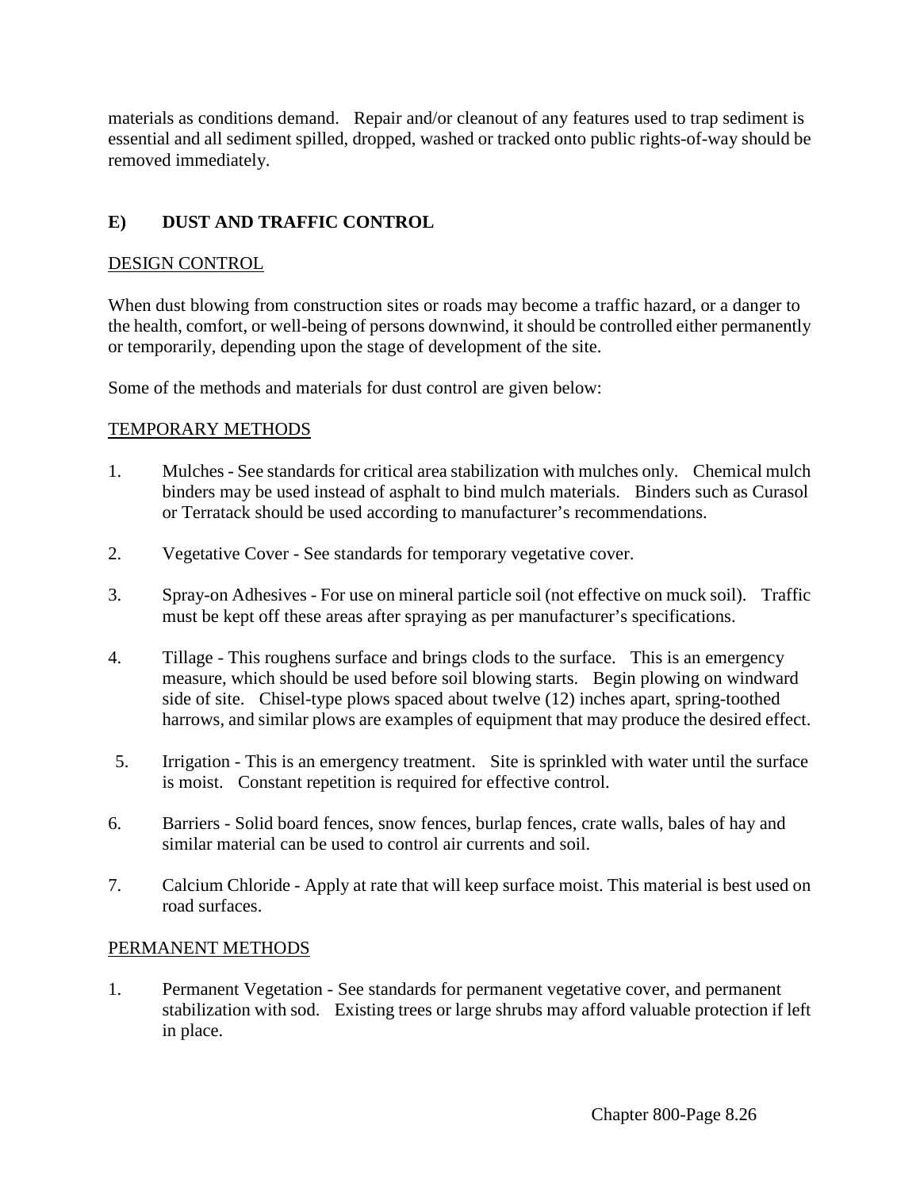materials as conditions demand. Repair and/or cleanout of any features used to trap sediment is essential and all sediment spilled, dropped, washed or tracked onto public rights-of-way should be removed immediately.

## E) DUST AND TRAFFIC CONTROL

DESIGN CONTROL

When dust blowing from construction sites or roads may become a traffic hazard, or a danger to the health, comfort, or well-being of persons downwind, it should be controlled either permanently or temporarily, depending upon the stage of development of the site.

Some of the methods and materials for dust control are given below:

TEMPORARY METHODS

1. Mulches - See standards for critical area stabilization with mulches only. Chemical mulch binders may be used instead of asphalt to bind mulch materials. Binders such as Curasol or Terratack should be used according to manufacturer's recommendations.

2. Vegetative Cover - See standards for temporary vegetative cover.

3. Spray-on Adhesives - For use on mineral particle soil (not effective on muck soil). Traffic must be kept off these areas after spraying as per manufacturer's specifications.

4. Tillage - This roughens surface and brings clods to the surface. This is an emergency measure, which should be used before soil blowing starts. Begin plowing on windward side of site. Chisel-type plows spaced about twelve (12) inches apart, spring-toothed harrows, and similar plows are examples of equipment that may produce the desired effect.

5. Irrigation - This is an emergency treatment. Site is sprinkled with water until the surface is moist. Constant repetition is required for effective control.

6. Barriers - Solid board fences, snow fences, burlap fences, crate walls, bales of hay and similar material can be used to control air currents and soil.

7. Calcium Chloride - Apply at rate that will keep surface moist. This material is best used on road surfaces.

PERMANENT METHODS

1. Permanent Vegetation - See standards for permanent vegetative cover, and permanent stabilization with sod. Existing trees or large shrubs may afford valuable protection if left in place.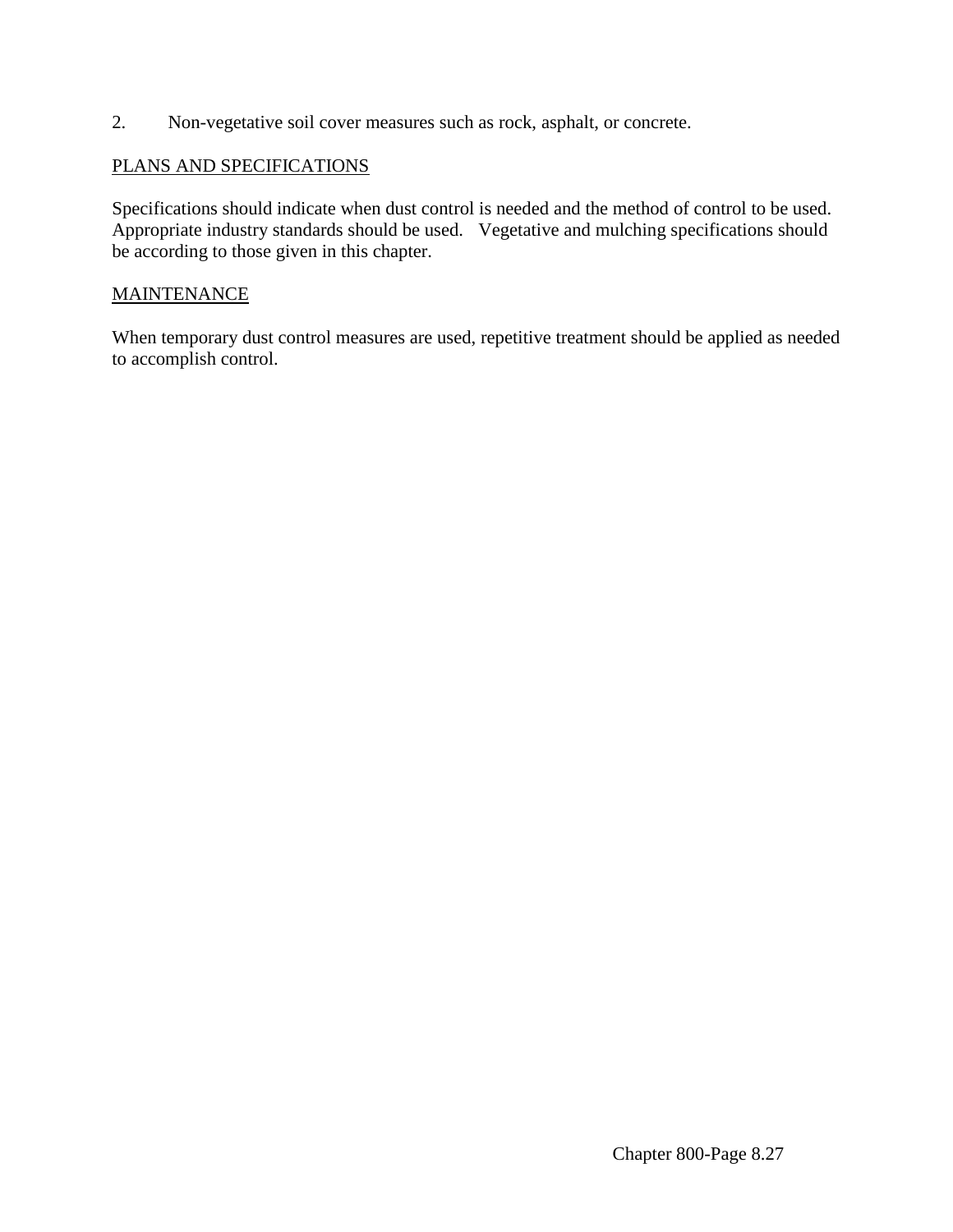2. Non-vegetative soil cover measures such as rock, asphalt, or concrete.

<u>PLANS AND SPECIFICATIONS</u>

Specifications should indicate when dust control is needed and the method of control to be used. Appropriate industry standards should be used. Vegetative and mulching specifications should be according to those given in this chapter.

<u>MAINTENANCE</u>

When temporary dust control measures are used, repetitive treatment should be applied as needed to accomplish control.